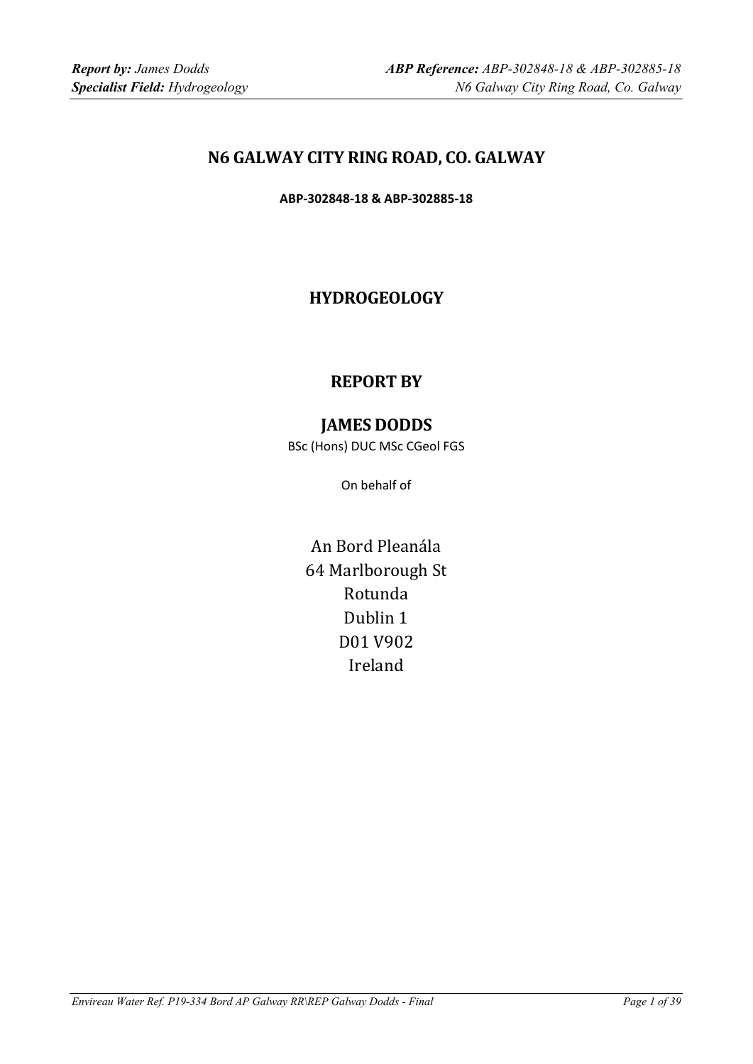# N6 GALWAY CITY RING ROAD, CO. GALWAY

**ABP-302848-18 & ABP-302885-18**

## HYDROGEOLOGY

## REPORT BY

## JAMES DODDS

BSc (Hons) DUC MSc CGeol FGS

On behalf of

An Bord Pleanála
64 Marlborough St
Rotunda
Dublin 1
D01 V902
Ireland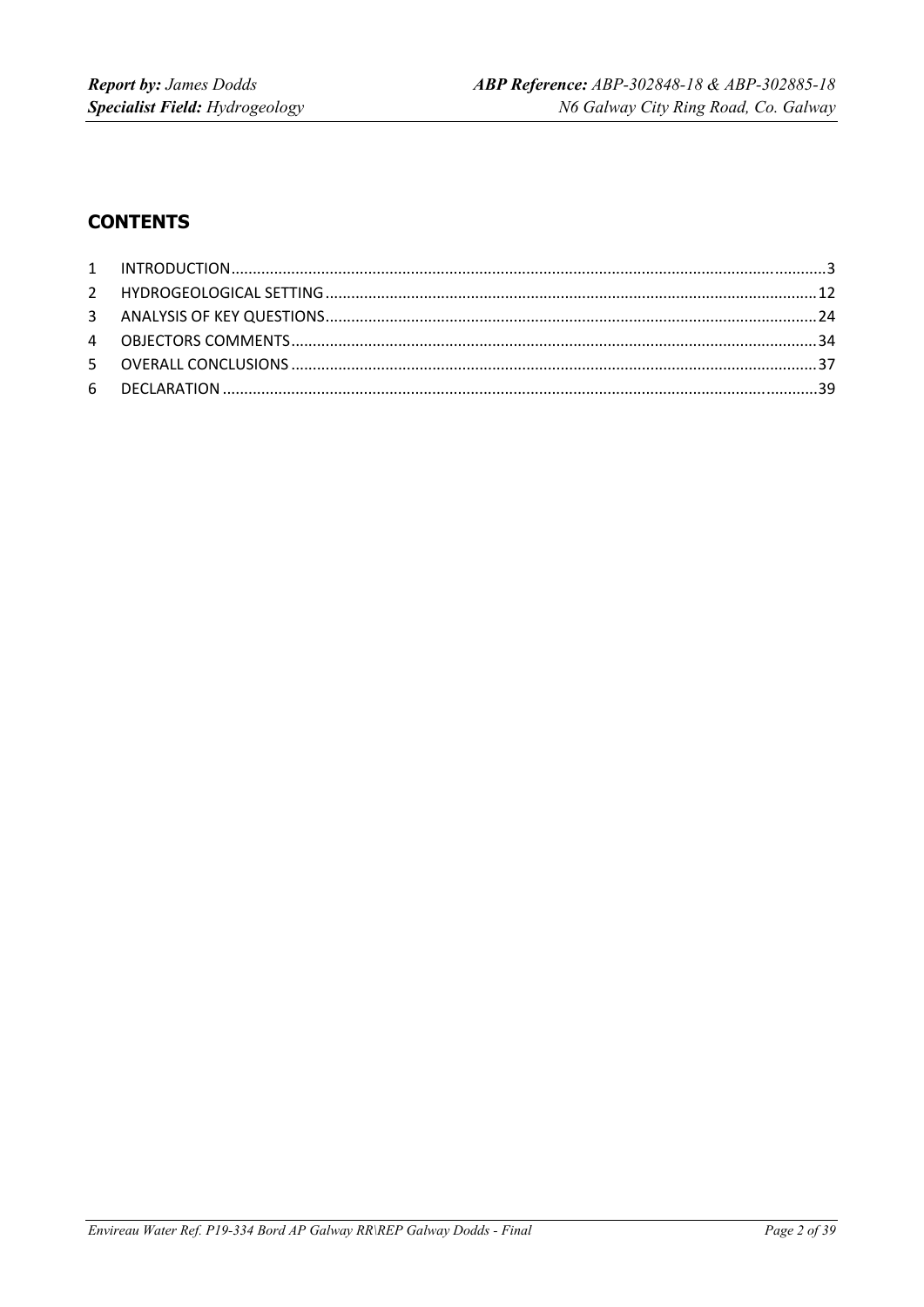## CONTENTS

| | | |
|---|---|---|
| 1 | INTRODUCTION | 3 |
| 2 | HYDROGEOLOGICAL SETTING | 12 |
| 3 | ANALYSIS OF KEY QUESTIONS | 24 |
| 4 | OBJECTORS COMMENTS | 34 |
| 5 | OVERALL CONCLUSIONS | 37 |
| 6 | DECLARATION | 39 |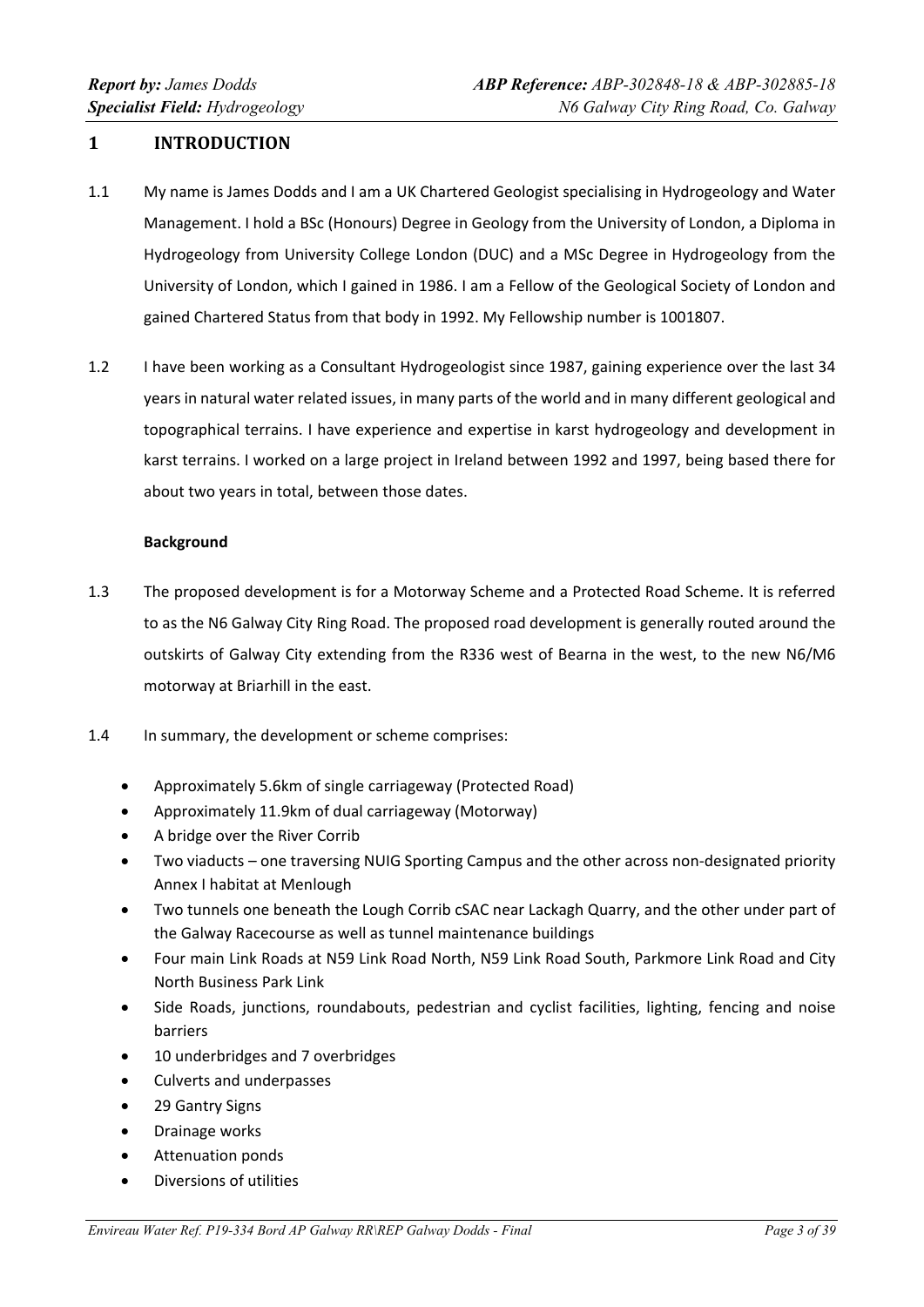# 1 INTRODUCTION

1.1 My name is James Dodds and I am a UK Chartered Geologist specialising in Hydrogeology and Water Management. I hold a BSc (Honours) Degree in Geology from the University of London, a Diploma in Hydrogeology from University College London (DUC) and a MSc Degree in Hydrogeology from the University of London, which I gained in 1986. I am a Fellow of the Geological Society of London and gained Chartered Status from that body in 1992. My Fellowship number is 1001807.

1.2 I have been working as a Consultant Hydrogeologist since 1987, gaining experience over the last 34 years in natural water related issues, in many parts of the world and in many different geological and topographical terrains. I have experience and expertise in karst hydrogeology and development in karst terrains. I worked on a large project in Ireland between 1992 and 1997, being based there for about two years in total, between those dates.

**Background**

1.3 The proposed development is for a Motorway Scheme and a Protected Road Scheme. It is referred to as the N6 Galway City Ring Road. The proposed road development is generally routed around the outskirts of Galway City extending from the R336 west of Bearna in the west, to the new N6/M6 motorway at Briarhill in the east.

1.4 In summary, the development or scheme comprises:

- Approximately 5.6km of single carriageway (Protected Road)
- Approximately 11.9km of dual carriageway (Motorway)
- A bridge over the River Corrib
- Two viaducts – one traversing NUIG Sporting Campus and the other across non-designated priority Annex I habitat at Menlough
- Two tunnels one beneath the Lough Corrib cSAC near Lackagh Quarry, and the other under part of the Galway Racecourse as well as tunnel maintenance buildings
- Four main Link Roads at N59 Link Road North, N59 Link Road South, Parkmore Link Road and City North Business Park Link
- Side Roads, junctions, roundabouts, pedestrian and cyclist facilities, lighting, fencing and noise barriers
- 10 underbridges and 7 overbridges
- Culverts and underpasses
- 29 Gantry Signs
- Drainage works
- Attenuation ponds
- Diversions of utilities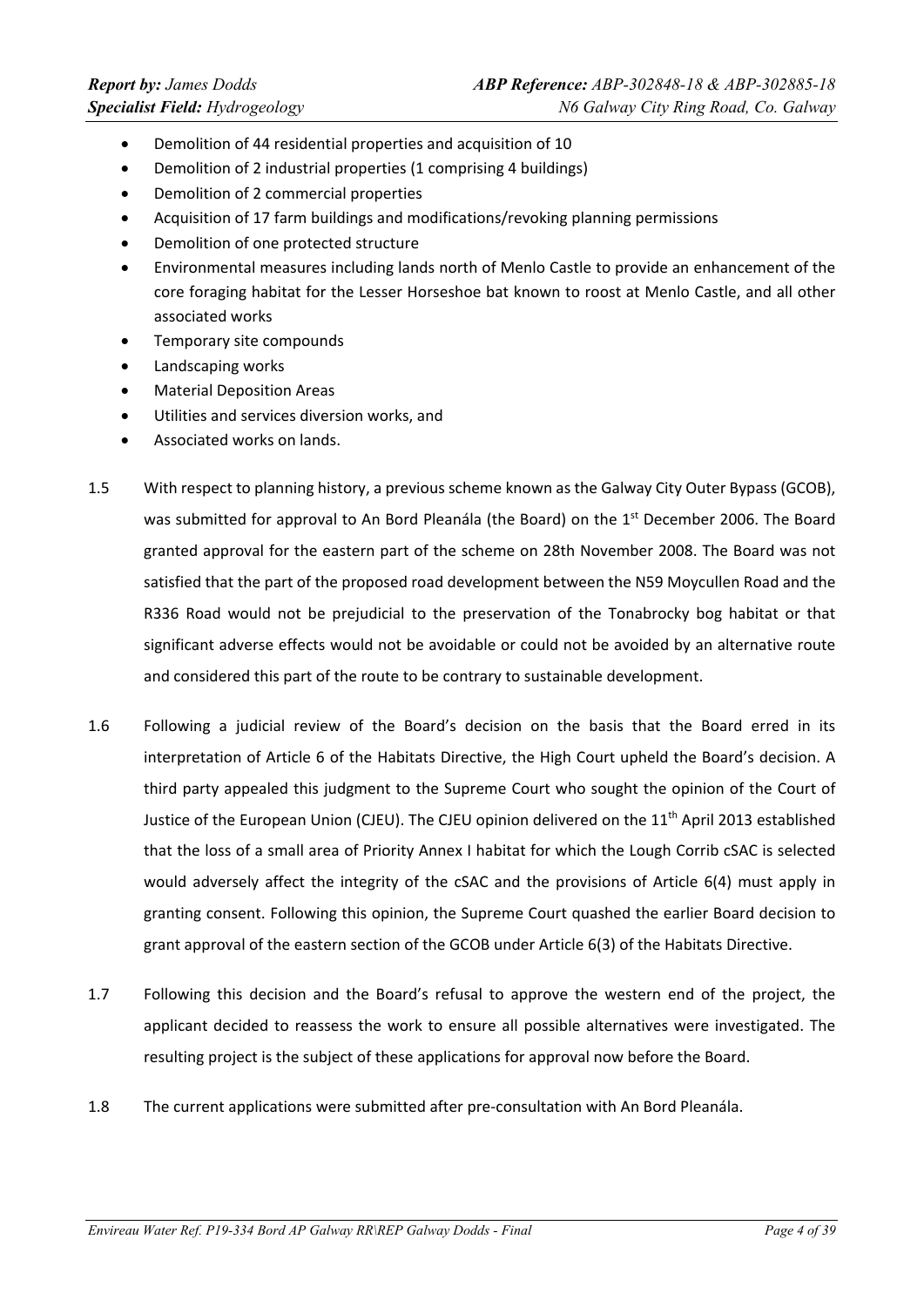- Demolition of 44 residential properties and acquisition of 10
- Demolition of 2 industrial properties (1 comprising 4 buildings)
- Demolition of 2 commercial properties
- Acquisition of 17 farm buildings and modifications/revoking planning permissions
- Demolition of one protected structure
- Environmental measures including lands north of Menlo Castle to provide an enhancement of the core foraging habitat for the Lesser Horseshoe bat known to roost at Menlo Castle, and all other associated works
- Temporary site compounds
- Landscaping works
- Material Deposition Areas
- Utilities and services diversion works, and
- Associated works on lands.

1.5 With respect to planning history, a previous scheme known as the Galway City Outer Bypass (GCOB), was submitted for approval to An Bord Pleanála (the Board) on the 1st December 2006. The Board granted approval for the eastern part of the scheme on 28th November 2008. The Board was not satisfied that the part of the proposed road development between the N59 Moycullen Road and the R336 Road would not be prejudicial to the preservation of the Tonabrocky bog habitat or that significant adverse effects would not be avoidable or could not be avoided by an alternative route and considered this part of the route to be contrary to sustainable development.

1.6 Following a judicial review of the Board's decision on the basis that the Board erred in its interpretation of Article 6 of the Habitats Directive, the High Court upheld the Board's decision. A third party appealed this judgment to the Supreme Court who sought the opinion of the Court of Justice of the European Union (CJEU). The CJEU opinion delivered on the 11th April 2013 established that the loss of a small area of Priority Annex I habitat for which the Lough Corrib cSAC is selected would adversely affect the integrity of the cSAC and the provisions of Article 6(4) must apply in granting consent. Following this opinion, the Supreme Court quashed the earlier Board decision to grant approval of the eastern section of the GCOB under Article 6(3) of the Habitats Directive.

1.7 Following this decision and the Board's refusal to approve the western end of the project, the applicant decided to reassess the work to ensure all possible alternatives were investigated. The resulting project is the subject of these applications for approval now before the Board.

1.8 The current applications were submitted after pre-consultation with An Bord Pleanála.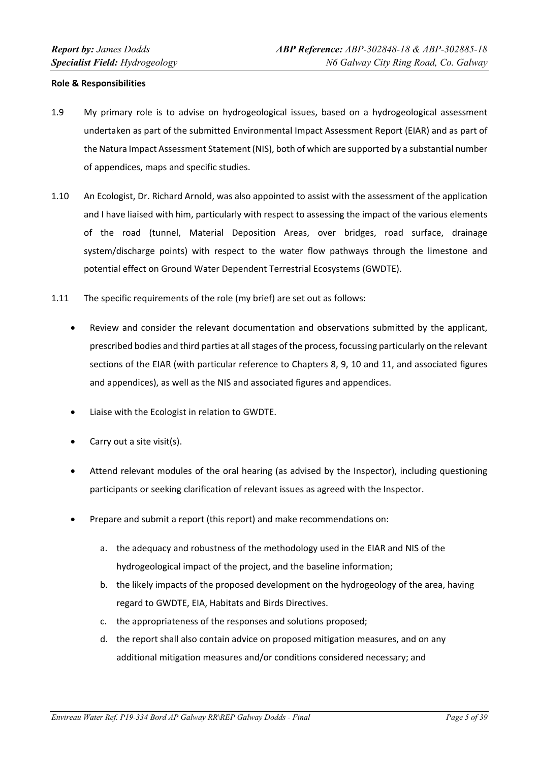**Role & Responsibilities**

1.9 My primary role is to advise on hydrogeological issues, based on a hydrogeological assessment undertaken as part of the submitted Environmental Impact Assessment Report (EIAR) and as part of the Natura Impact Assessment Statement (NIS), both of which are supported by a substantial number of appendices, maps and specific studies.

1.10 An Ecologist, Dr. Richard Arnold, was also appointed to assist with the assessment of the application and I have liaised with him, particularly with respect to assessing the impact of the various elements of the road (tunnel, Material Deposition Areas, over bridges, road surface, drainage system/discharge points) with respect to the water flow pathways through the limestone and potential effect on Ground Water Dependent Terrestrial Ecosystems (GWDTE).

1.11 The specific requirements of the role (my brief) are set out as follows:

- Review and consider the relevant documentation and observations submitted by the applicant, prescribed bodies and third parties at all stages of the process, focussing particularly on the relevant sections of the EIAR (with particular reference to Chapters 8, 9, 10 and 11, and associated figures and appendices), as well as the NIS and associated figures and appendices.
- Liaise with the Ecologist in relation to GWDTE.
- Carry out a site visit(s).
- Attend relevant modules of the oral hearing (as advised by the Inspector), including questioning participants or seeking clarification of relevant issues as agreed with the Inspector.
- Prepare and submit a report (this report) and make recommendations on:
    a. the adequacy and robustness of the methodology used in the EIAR and NIS of the hydrogeological impact of the project, and the baseline information;
    b. the likely impacts of the proposed development on the hydrogeology of the area, having regard to GWDTE, EIA, Habitats and Birds Directives.
    c. the appropriateness of the responses and solutions proposed;
    d. the report shall also contain advice on proposed mitigation measures, and on any additional mitigation measures and/or conditions considered necessary; and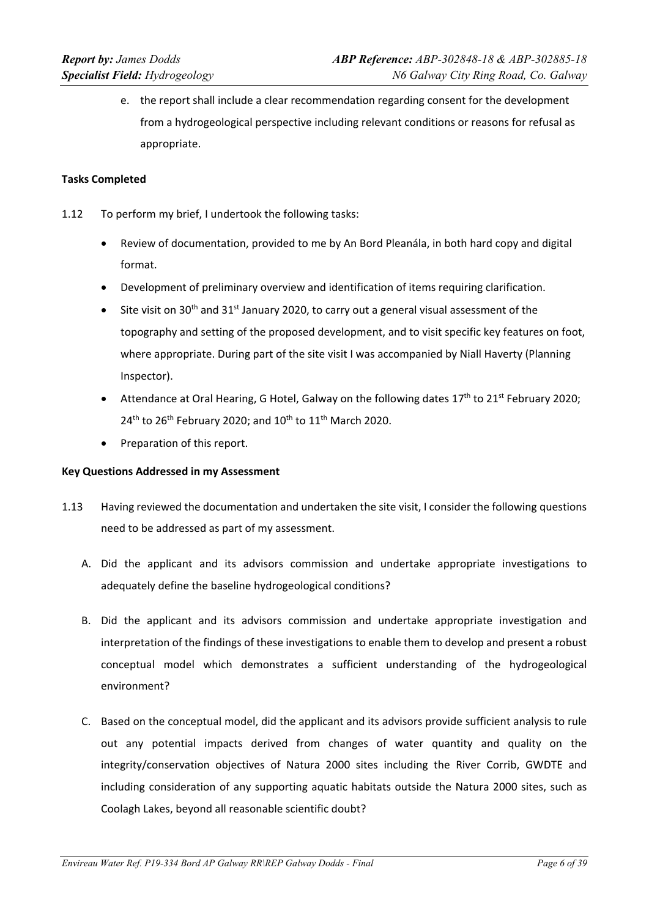e. the report shall include a clear recommendation regarding consent for the development from a hydrogeological perspective including relevant conditions or reasons for refusal as appropriate.

**Tasks Completed**

1.12 To perform my brief, I undertook the following tasks:

- Review of documentation, provided to me by An Bord Pleanála, in both hard copy and digital format.
- Development of preliminary overview and identification of items requiring clarification.
- Site visit on 30th and 31st January 2020, to carry out a general visual assessment of the topography and setting of the proposed development, and to visit specific key features on foot, where appropriate. During part of the site visit I was accompanied by Niall Haverty (Planning Inspector).
- Attendance at Oral Hearing, G Hotel, Galway on the following dates 17th to 21st February 2020; 24th to 26th February 2020; and 10th to 11th March 2020.
- Preparation of this report.

**Key Questions Addressed in my Assessment**

1.13 Having reviewed the documentation and undertaken the site visit, I consider the following questions need to be addressed as part of my assessment.

A. Did the applicant and its advisors commission and undertake appropriate investigations to adequately define the baseline hydrogeological conditions?

B. Did the applicant and its advisors commission and undertake appropriate investigation and interpretation of the findings of these investigations to enable them to develop and present a robust conceptual model which demonstrates a sufficient understanding of the hydrogeological environment?

C. Based on the conceptual model, did the applicant and its advisors provide sufficient analysis to rule out any potential impacts derived from changes of water quantity and quality on the integrity/conservation objectives of Natura 2000 sites including the River Corrib, GWDTE and including consideration of any supporting aquatic habitats outside the Natura 2000 sites, such as Coolagh Lakes, beyond all reasonable scientific doubt?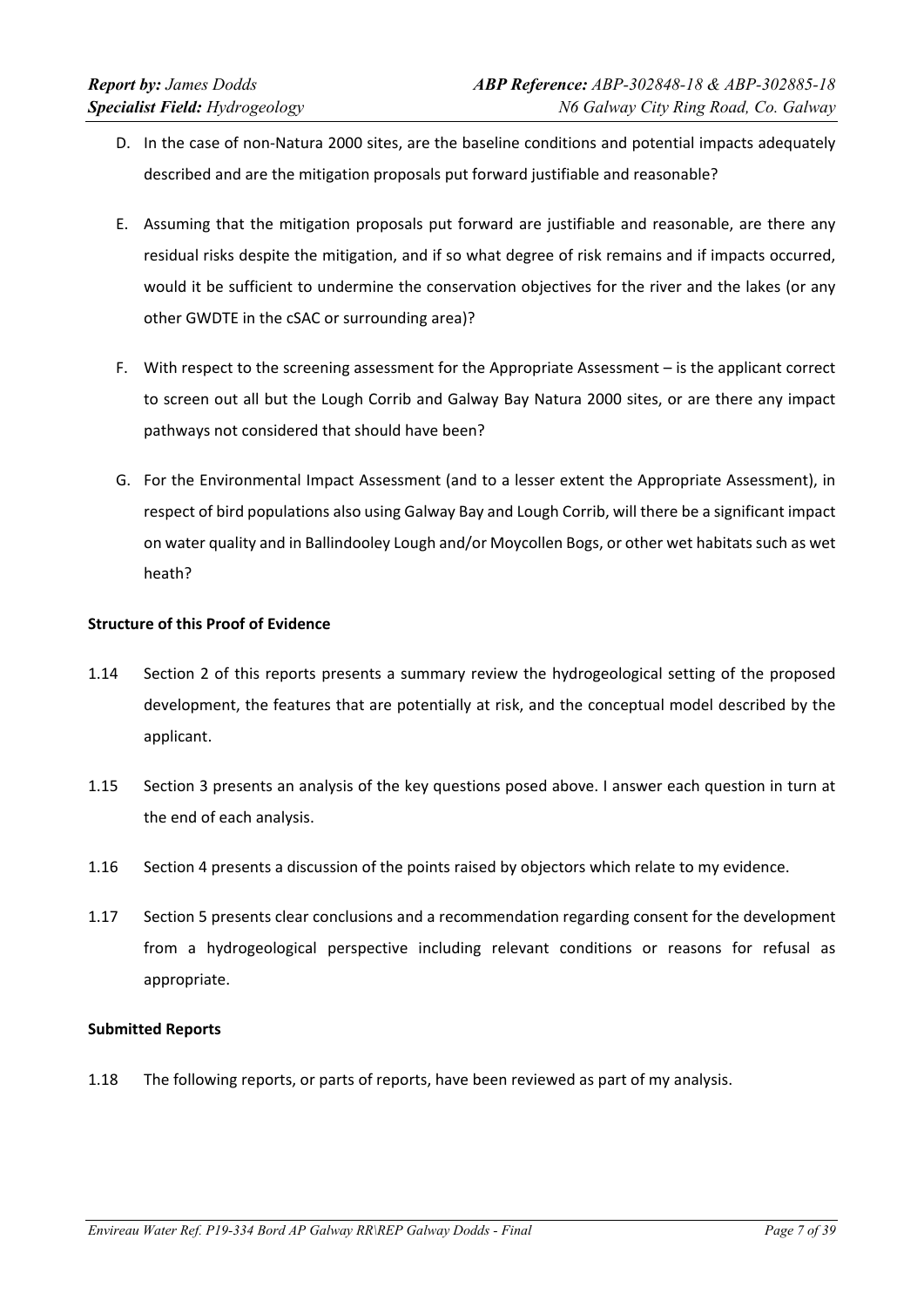D. In the case of non-Natura 2000 sites, are the baseline conditions and potential impacts adequately described and are the mitigation proposals put forward justifiable and reasonable?

E. Assuming that the mitigation proposals put forward are justifiable and reasonable, are there any residual risks despite the mitigation, and if so what degree of risk remains and if impacts occurred, would it be sufficient to undermine the conservation objectives for the river and the lakes (or any other GWDTE in the cSAC or surrounding area)?

F. With respect to the screening assessment for the Appropriate Assessment – is the applicant correct to screen out all but the Lough Corrib and Galway Bay Natura 2000 sites, or are there any impact pathways not considered that should have been?

G. For the Environmental Impact Assessment (and to a lesser extent the Appropriate Assessment), in respect of bird populations also using Galway Bay and Lough Corrib, will there be a significant impact on water quality and in Ballindooley Lough and/or Moycollen Bogs, or other wet habitats such as wet heath?

**Structure of this Proof of Evidence**

1.14 Section 2 of this reports presents a summary review the hydrogeological setting of the proposed development, the features that are potentially at risk, and the conceptual model described by the applicant.

1.15 Section 3 presents an analysis of the key questions posed above. I answer each question in turn at the end of each analysis.

1.16 Section 4 presents a discussion of the points raised by objectors which relate to my evidence.

1.17 Section 5 presents clear conclusions and a recommendation regarding consent for the development from a hydrogeological perspective including relevant conditions or reasons for refusal as appropriate.

**Submitted Reports**

1.18 The following reports, or parts of reports, have been reviewed as part of my analysis.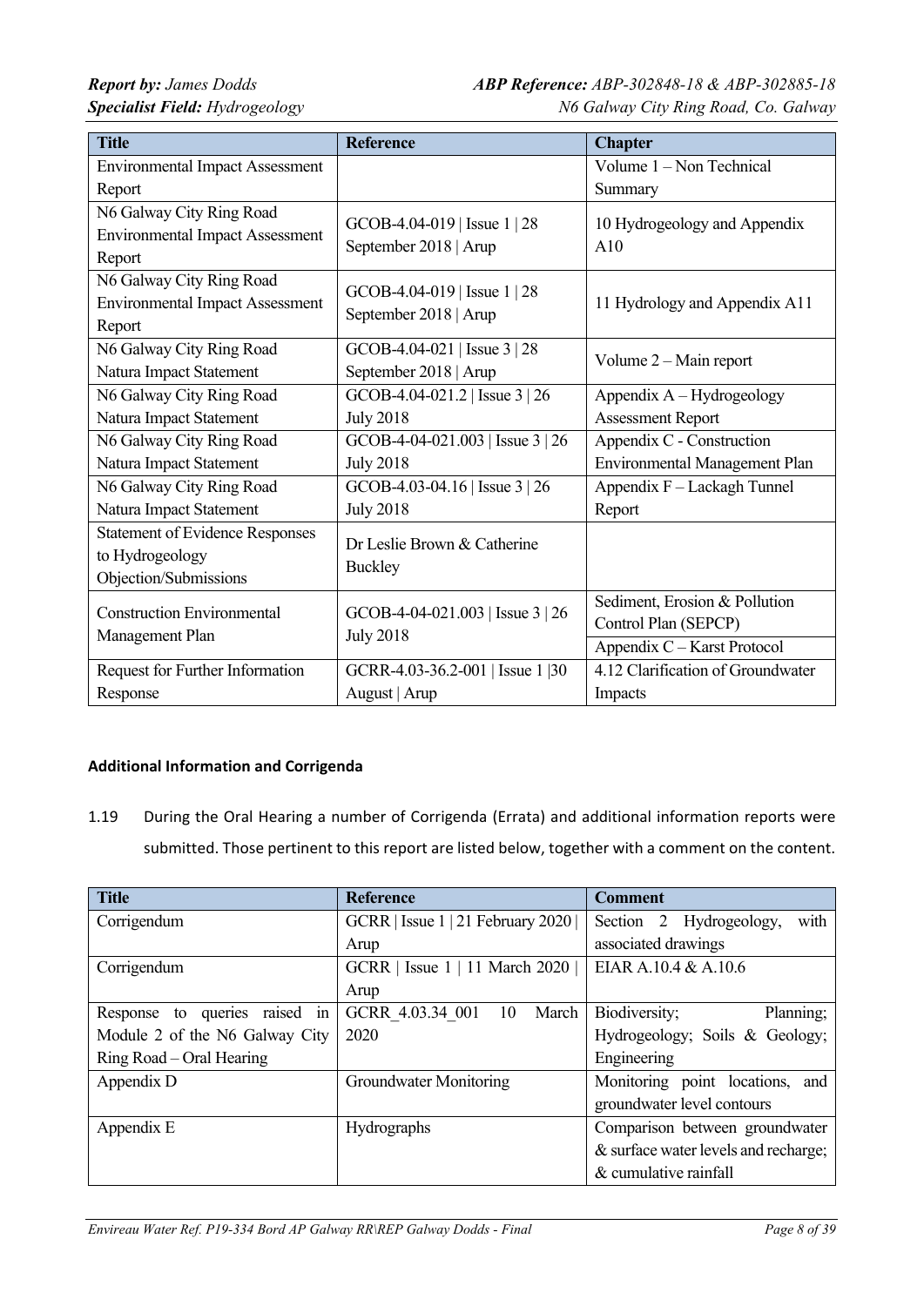| Title | Reference | Chapter |
|---|---|---|
| Environmental Impact Assessment Report | | Volume 1 – Non Technical Summary |
| N6 Galway City Ring Road Environmental Impact Assessment Report | GCOB-4.04-019 \| Issue 1 \| 28 September 2018 \| Arup | 10 Hydrogeology and Appendix A10 |
| N6 Galway City Ring Road Environmental Impact Assessment Report | GCOB-4.04-019 \| Issue 1 \| 28 September 2018 \| Arup | 11 Hydrology and Appendix A11 |
| N6 Galway City Ring Road Natura Impact Statement | GCOB-4.04-021 \| Issue 3 \| 28 September 2018 \| Arup | Volume 2 – Main report |
| N6 Galway City Ring Road Natura Impact Statement | GCOB-4.04-021.2 \| Issue 3 \| 26 July 2018 | Appendix A – Hydrogeology Assessment Report |
| N6 Galway City Ring Road Natura Impact Statement | GCOB-4-04-021.003 \| Issue 3 \| 26 July 2018 | Appendix C - Construction Environmental Management Plan |
| N6 Galway City Ring Road Natura Impact Statement | GCOB-4.03-04.16 \| Issue 3 \| 26 July 2018 | Appendix F – Lackagh Tunnel Report |
| Statement of Evidence Responses to Hydrogeology Objection/Submissions | Dr Leslie Brown & Catherine Buckley | |
| Construction Environmental Management Plan | GCOB-4-04-021.003 \| Issue 3 \| 26 July 2018 | Sediment, Erosion & Pollution Control Plan (SEPCP) |
| | | Appendix C – Karst Protocol |
| Request for Further Information Response | GCRR-4.03-36.2-001 \| Issue 1 \|30 August \| Arup | 4.12 Clarification of Groundwater Impacts |

**Additional Information and Corrigenda**

1.19 During the Oral Hearing a number of Corrigenda (Errata) and additional information reports were submitted. Those pertinent to this report are listed below, together with a comment on the content.

| Title | Reference | Comment |
|---|---|---|
| Corrigendum | GCRR \| Issue 1 \| 21 February 2020 \| Arup | Section 2 Hydrogeology, with associated drawings |
| Corrigendum | GCRR \| Issue 1 \| 11 March 2020 \| Arup | EIAR A.10.4 & A.10.6 |
| Response to queries raised in Module 2 of the N6 Galway City Ring Road – Oral Hearing | GCRR_4.03.34_001 10 March 2020 | Biodiversity; Planning; Hydrogeology; Soils & Geology; Engineering |
| Appendix D | Groundwater Monitoring | Monitoring point locations, and groundwater level contours |
| Appendix E | Hydrographs | Comparison between groundwater & surface water levels and recharge; & cumulative rainfall |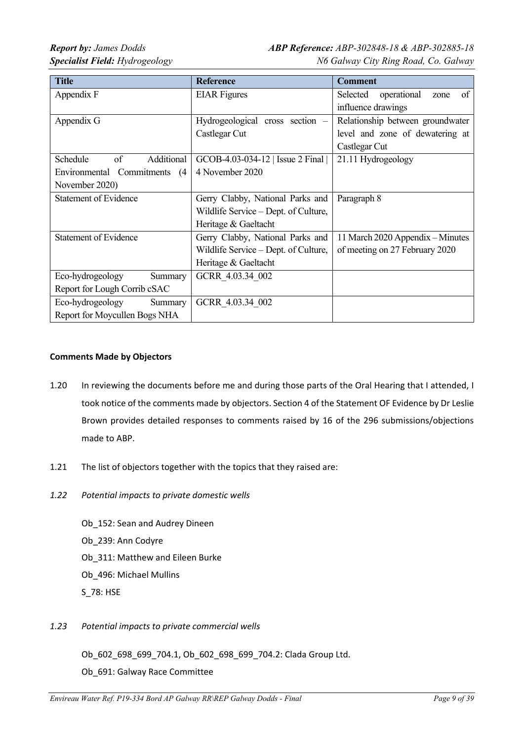| Title | Reference | Comment |
| --- | --- | --- |
| Appendix F | EIAR Figures | Selected operational zone of influence drawings |
| Appendix G | Hydrogeological cross section – Castlegar Cut | Relationship between groundwater level and zone of dewatering at Castlegar Cut |
| Schedule of Additional Environmental Commitments (4 November 2020) | GCOB-4.03-034-12 \| Issue 2 Final \| 4 November 2020 | 21.11 Hydrogeology |
| Statement of Evidence | Gerry Clabby, National Parks and Wildlife Service – Dept. of Culture, Heritage & Gaeltacht | Paragraph 8 |
| Statement of Evidence | Gerry Clabby, National Parks and Wildlife Service – Dept. of Culture, Heritage & Gaeltacht | 11 March 2020 Appendix – Minutes of meeting on 27 February 2020 |
| Eco-hydrogeology Summary Report for Lough Corrib cSAC | GCRR_4.03.34_002 | |
| Eco-hydrogeology Summary Report for Moycullen Bogs NHA | GCRR_4.03.34_002 | |

**Comments Made by Objectors**

1.20 In reviewing the documents before me and during those parts of the Oral Hearing that I attended, I took notice of the comments made by objectors. Section 4 of the Statement OF Evidence by Dr Leslie Brown provides detailed responses to comments raised by 16 of the 296 submissions/objections made to ABP.

1.21 The list of objectors together with the topics that they raised are:

*1.22 Potential impacts to private domestic wells*

Ob_152: Sean and Audrey Dineen
Ob_239: Ann Codyre
Ob_311: Matthew and Eileen Burke
Ob_496: Michael Mullins
S_78: HSE

*1.23 Potential impacts to private commercial wells*

Ob_602_698_699_704.1, Ob_602_698_699_704.2: Clada Group Ltd.
Ob_691: Galway Race Committee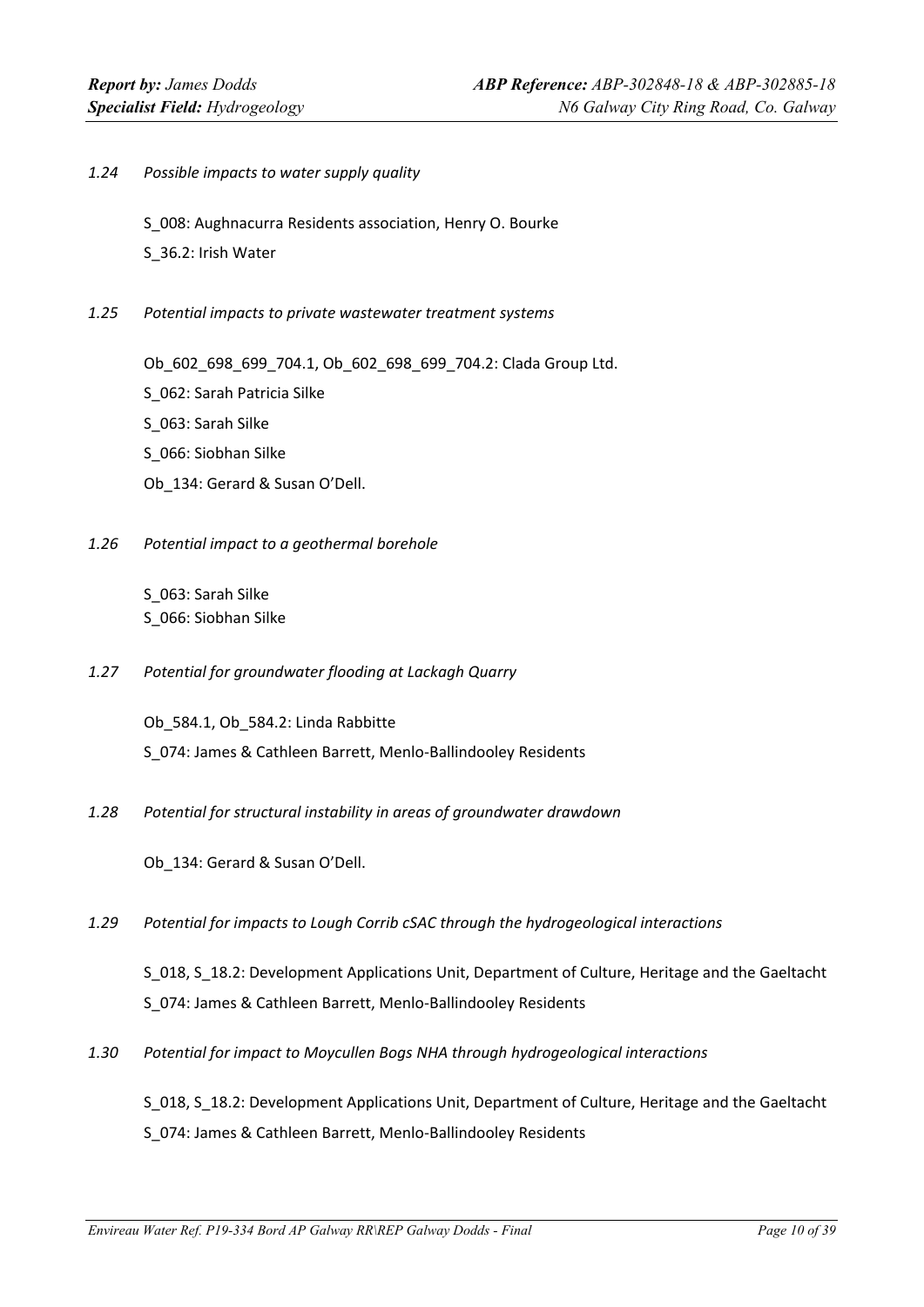*1.24 Possible impacts to water supply quality*

S_008: Aughnacurra Residents association, Henry O. Bourke
S_36.2: Irish Water

*1.25 Potential impacts to private wastewater treatment systems*

Ob_602_698_699_704.1, Ob_602_698_699_704.2: Clada Group Ltd.
S_062: Sarah Patricia Silke
S_063: Sarah Silke
S_066: Siobhan Silke
Ob_134: Gerard & Susan O'Dell.

*1.26 Potential impact to a geothermal borehole*

S_063: Sarah Silke
S_066: Siobhan Silke

*1.27 Potential for groundwater flooding at Lackagh Quarry*

Ob_584.1, Ob_584.2: Linda Rabbitte
S_074: James & Cathleen Barrett, Menlo-Ballindooley Residents

*1.28 Potential for structural instability in areas of groundwater drawdown*

Ob_134: Gerard & Susan O'Dell.

*1.29 Potential for impacts to Lough Corrib cSAC through the hydrogeological interactions*

S_018, S_18.2: Development Applications Unit, Department of Culture, Heritage and the Gaeltacht
S_074: James & Cathleen Barrett, Menlo-Ballindooley Residents

*1.30 Potential for impact to Moycullen Bogs NHA through hydrogeological interactions*

S_018, S_18.2: Development Applications Unit, Department of Culture, Heritage and the Gaeltacht
S_074: James & Cathleen Barrett, Menlo-Ballindooley Residents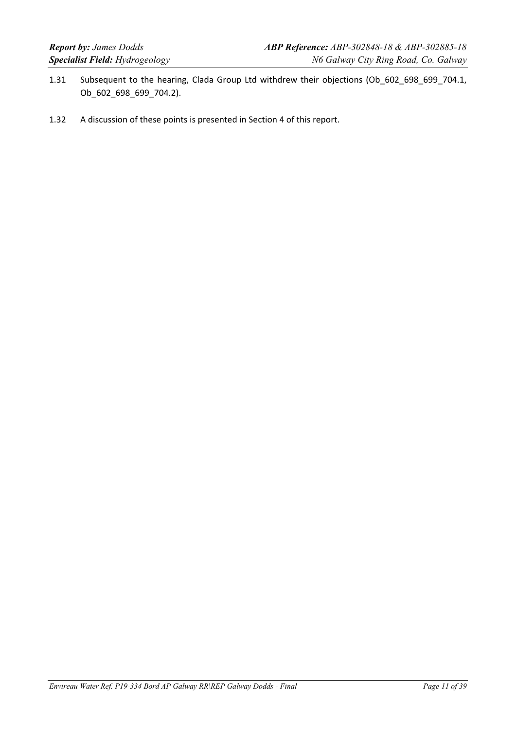1.31 Subsequent to the hearing, Clada Group Ltd withdrew their objections (Ob_602_698_699_704.1, Ob_602_698_699_704.2).

1.32 A discussion of these points is presented in Section 4 of this report.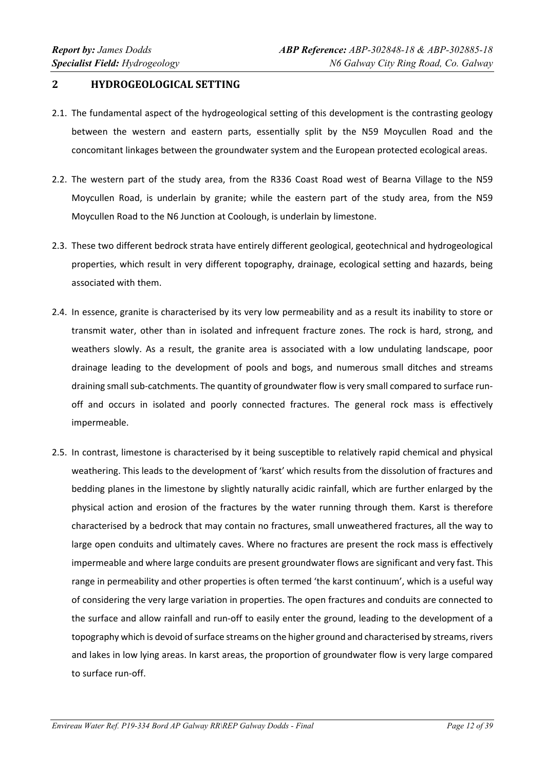## 2 HYDROGEOLOGICAL SETTING

2.1. The fundamental aspect of the hydrogeological setting of this development is the contrasting geology between the western and eastern parts, essentially split by the N59 Moycullen Road and the concomitant linkages between the groundwater system and the European protected ecological areas.

2.2. The western part of the study area, from the R336 Coast Road west of Bearna Village to the N59 Moycullen Road, is underlain by granite; while the eastern part of the study area, from the N59 Moycullen Road to the N6 Junction at Coolough, is underlain by limestone.

2.3. These two different bedrock strata have entirely different geological, geotechnical and hydrogeological properties, which result in very different topography, drainage, ecological setting and hazards, being associated with them.

2.4. In essence, granite is characterised by its very low permeability and as a result its inability to store or transmit water, other than in isolated and infrequent fracture zones. The rock is hard, strong, and weathers slowly. As a result, the granite area is associated with a low undulating landscape, poor drainage leading to the development of pools and bogs, and numerous small ditches and streams draining small sub-catchments. The quantity of groundwater flow is very small compared to surface run-off and occurs in isolated and poorly connected fractures. The general rock mass is effectively impermeable.

2.5. In contrast, limestone is characterised by it being susceptible to relatively rapid chemical and physical weathering. This leads to the development of 'karst' which results from the dissolution of fractures and bedding planes in the limestone by slightly naturally acidic rainfall, which are further enlarged by the physical action and erosion of the fractures by the water running through them. Karst is therefore characterised by a bedrock that may contain no fractures, small unweathered fractures, all the way to large open conduits and ultimately caves. Where no fractures are present the rock mass is effectively impermeable and where large conduits are present groundwater flows are significant and very fast. This range in permeability and other properties is often termed 'the karst continuum', which is a useful way of considering the very large variation in properties. The open fractures and conduits are connected to the surface and allow rainfall and run-off to easily enter the ground, leading to the development of a topography which is devoid of surface streams on the higher ground and characterised by streams, rivers and lakes in low lying areas. In karst areas, the proportion of groundwater flow is very large compared to surface run-off.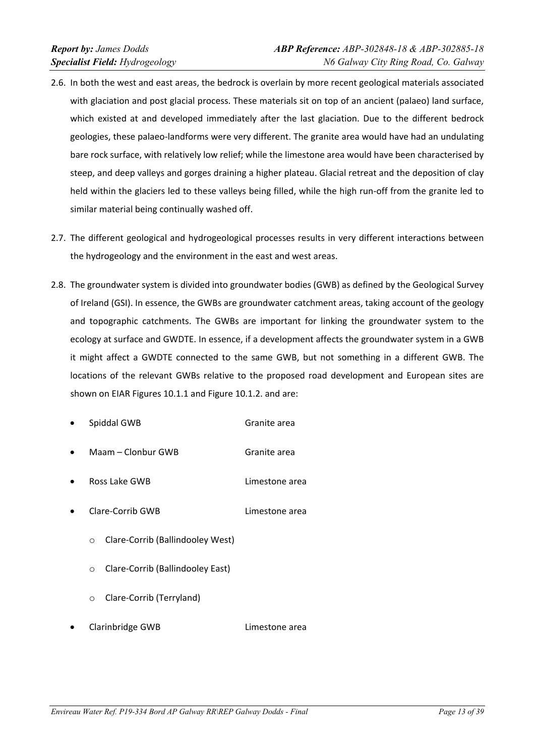2.6. In both the west and east areas, the bedrock is overlain by more recent geological materials associated with glaciation and post glacial process. These materials sit on top of an ancient (palaeo) land surface, which existed at and developed immediately after the last glaciation. Due to the different bedrock geologies, these palaeo-landforms were very different. The granite area would have had an undulating bare rock surface, with relatively low relief; while the limestone area would have been characterised by steep, and deep valleys and gorges draining a higher plateau. Glacial retreat and the deposition of clay held within the glaciers led to these valleys being filled, while the high run-off from the granite led to similar material being continually washed off.

2.7. The different geological and hydrogeological processes results in very different interactions between the hydrogeology and the environment in the east and west areas.

2.8. The groundwater system is divided into groundwater bodies (GWB) as defined by the Geological Survey of Ireland (GSI). In essence, the GWBs are groundwater catchment areas, taking account of the geology and topographic catchments. The GWBs are important for linking the groundwater system to the ecology at surface and GWDTE. In essence, if a development affects the groundwater system in a GWB it might affect a GWDTE connected to the same GWB, but not something in a different GWB. The locations of the relevant GWBs relative to the proposed road development and European sites are shown on EIAR Figures 10.1.1 and Figure 10.1.2. and are:

- Spiddal GWB — Granite area
- Maam – Clonbur GWB — Granite area
- Ross Lake GWB — Limestone area
- Clare-Corrib GWB — Limestone area
  - Clare-Corrib (Ballindooley West)
  - Clare-Corrib (Ballindooley East)
  - Clare-Corrib (Terryland)
- Clarinbridge GWB — Limestone area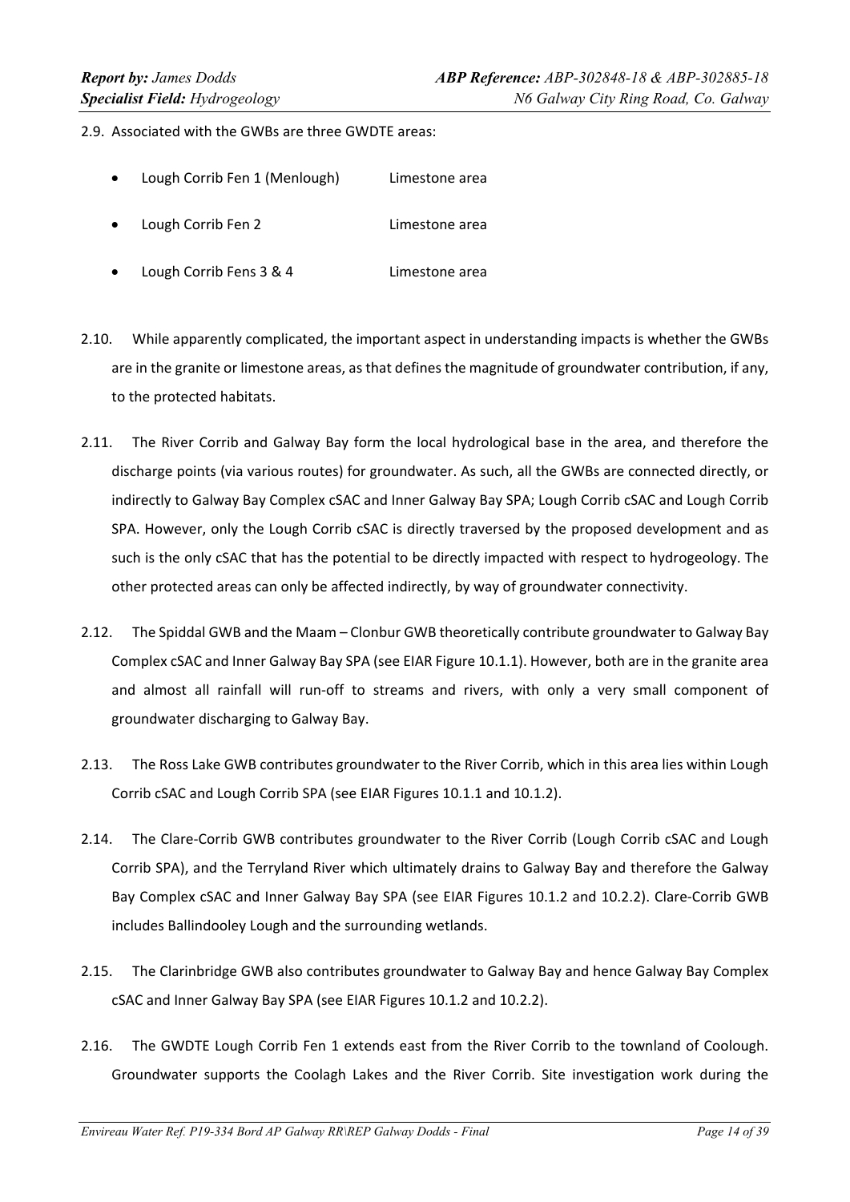2.9. Associated with the GWBs are three GWDTE areas:

- Lough Corrib Fen 1 (Menlough) Limestone area
- Lough Corrib Fen 2 Limestone area
- Lough Corrib Fens 3 & 4 Limestone area

2.10. While apparently complicated, the important aspect in understanding impacts is whether the GWBs are in the granite or limestone areas, as that defines the magnitude of groundwater contribution, if any, to the protected habitats.

2.11. The River Corrib and Galway Bay form the local hydrological base in the area, and therefore the discharge points (via various routes) for groundwater. As such, all the GWBs are connected directly, or indirectly to Galway Bay Complex cSAC and Inner Galway Bay SPA; Lough Corrib cSAC and Lough Corrib SPA. However, only the Lough Corrib cSAC is directly traversed by the proposed development and as such is the only cSAC that has the potential to be directly impacted with respect to hydrogeology. The other protected areas can only be affected indirectly, by way of groundwater connectivity.

2.12. The Spiddal GWB and the Maam – Clonbur GWB theoretically contribute groundwater to Galway Bay Complex cSAC and Inner Galway Bay SPA (see EIAR Figure 10.1.1). However, both are in the granite area and almost all rainfall will run-off to streams and rivers, with only a very small component of groundwater discharging to Galway Bay.

2.13. The Ross Lake GWB contributes groundwater to the River Corrib, which in this area lies within Lough Corrib cSAC and Lough Corrib SPA (see EIAR Figures 10.1.1 and 10.1.2).

2.14. The Clare-Corrib GWB contributes groundwater to the River Corrib (Lough Corrib cSAC and Lough Corrib SPA), and the Terryland River which ultimately drains to Galway Bay and therefore the Galway Bay Complex cSAC and Inner Galway Bay SPA (see EIAR Figures 10.1.2 and 10.2.2). Clare-Corrib GWB includes Ballindooley Lough and the surrounding wetlands.

2.15. The Clarinbridge GWB also contributes groundwater to Galway Bay and hence Galway Bay Complex cSAC and Inner Galway Bay SPA (see EIAR Figures 10.1.2 and 10.2.2).

2.16. The GWDTE Lough Corrib Fen 1 extends east from the River Corrib to the townland of Coolough. Groundwater supports the Coolagh Lakes and the River Corrib. Site investigation work during the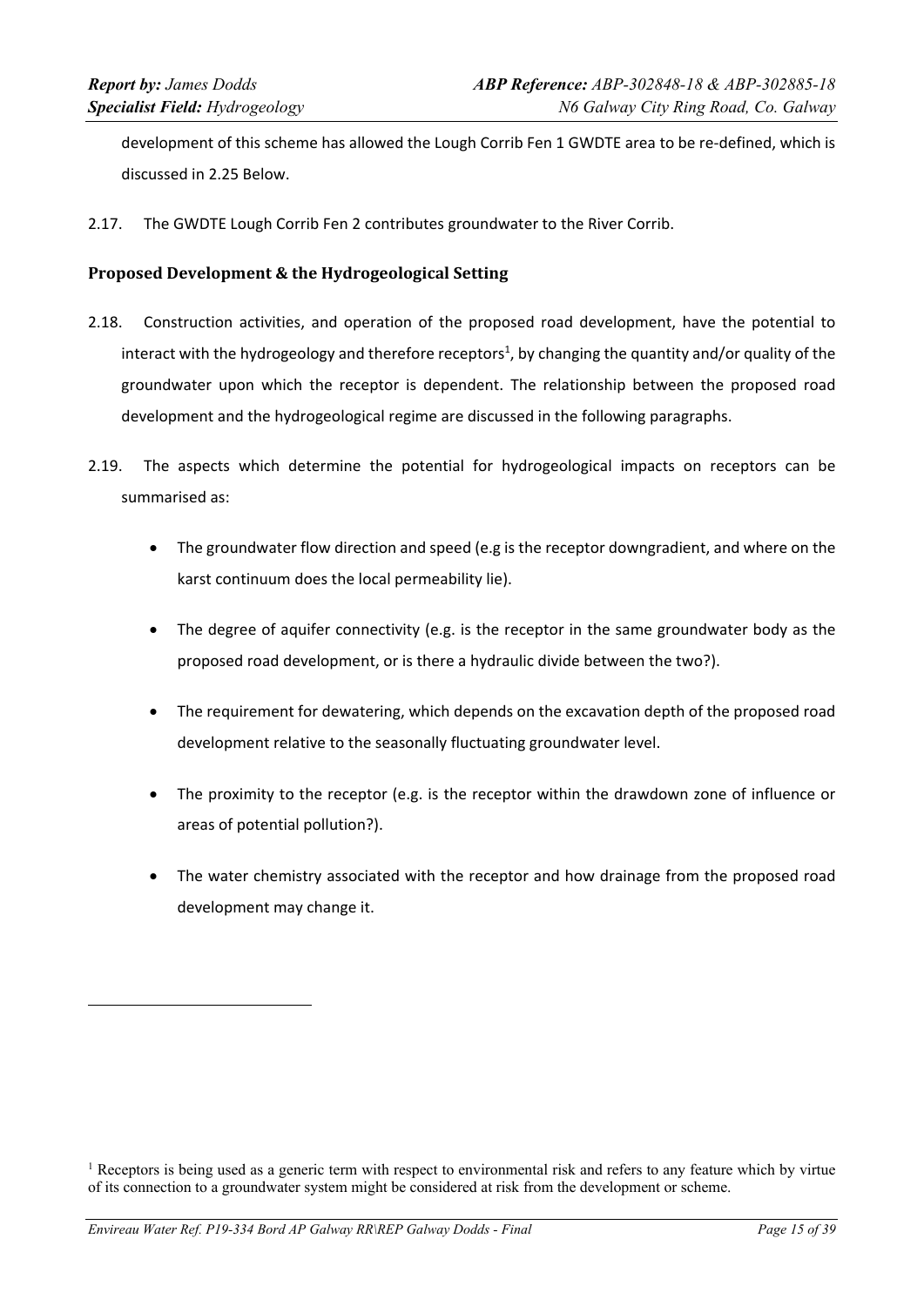development of this scheme has allowed the Lough Corrib Fen 1 GWDTE area to be re-defined, which is discussed in 2.25 Below.

2.17. The GWDTE Lough Corrib Fen 2 contributes groundwater to the River Corrib.

### Proposed Development & the Hydrogeological Setting

2.18. Construction activities, and operation of the proposed road development, have the potential to interact with the hydrogeology and therefore receptors[1], by changing the quantity and/or quality of the groundwater upon which the receptor is dependent. The relationship between the proposed road development and the hydrogeological regime are discussed in the following paragraphs.

2.19. The aspects which determine the potential for hydrogeological impacts on receptors can be summarised as:

- The groundwater flow direction and speed (e.g is the receptor downgradient, and where on the karst continuum does the local permeability lie).
- The degree of aquifer connectivity (e.g. is the receptor in the same groundwater body as the proposed road development, or is there a hydraulic divide between the two?).
- The requirement for dewatering, which depends on the excavation depth of the proposed road development relative to the seasonally fluctuating groundwater level.
- The proximity to the receptor (e.g. is the receptor within the drawdown zone of influence or areas of potential pollution?).
- The water chemistry associated with the receptor and how drainage from the proposed road development may change it.

[1] Receptors is being used as a generic term with respect to environmental risk and refers to any feature which by virtue of its connection to a groundwater system might be considered at risk from the development or scheme.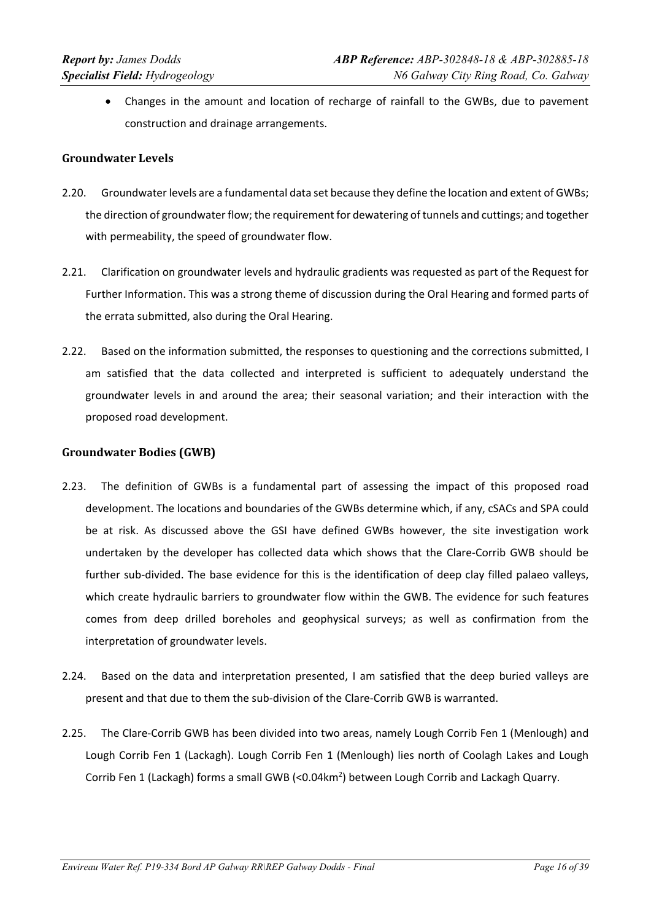- Changes in the amount and location of recharge of rainfall to the GWBs, due to pavement construction and drainage arrangements.

### Groundwater Levels

2.20. Groundwater levels are a fundamental data set because they define the location and extent of GWBs; the direction of groundwater flow; the requirement for dewatering of tunnels and cuttings; and together with permeability, the speed of groundwater flow.

2.21. Clarification on groundwater levels and hydraulic gradients was requested as part of the Request for Further Information. This was a strong theme of discussion during the Oral Hearing and formed parts of the errata submitted, also during the Oral Hearing.

2.22. Based on the information submitted, the responses to questioning and the corrections submitted, I am satisfied that the data collected and interpreted is sufficient to adequately understand the groundwater levels in and around the area; their seasonal variation; and their interaction with the proposed road development.

### Groundwater Bodies (GWB)

2.23. The definition of GWBs is a fundamental part of assessing the impact of this proposed road development. The locations and boundaries of the GWBs determine which, if any, cSACs and SPA could be at risk. As discussed above the GSI have defined GWBs however, the site investigation work undertaken by the developer has collected data which shows that the Clare-Corrib GWB should be further sub-divided. The base evidence for this is the identification of deep clay filled palaeo valleys, which create hydraulic barriers to groundwater flow within the GWB. The evidence for such features comes from deep drilled boreholes and geophysical surveys; as well as confirmation from the interpretation of groundwater levels.

2.24. Based on the data and interpretation presented, I am satisfied that the deep buried valleys are present and that due to them the sub-division of the Clare-Corrib GWB is warranted.

2.25. The Clare-Corrib GWB has been divided into two areas, namely Lough Corrib Fen 1 (Menlough) and Lough Corrib Fen 1 (Lackagh). Lough Corrib Fen 1 (Menlough) lies north of Coolagh Lakes and Lough Corrib Fen 1 (Lackagh) forms a small GWB (<0.04km$^2$) between Lough Corrib and Lackagh Quarry.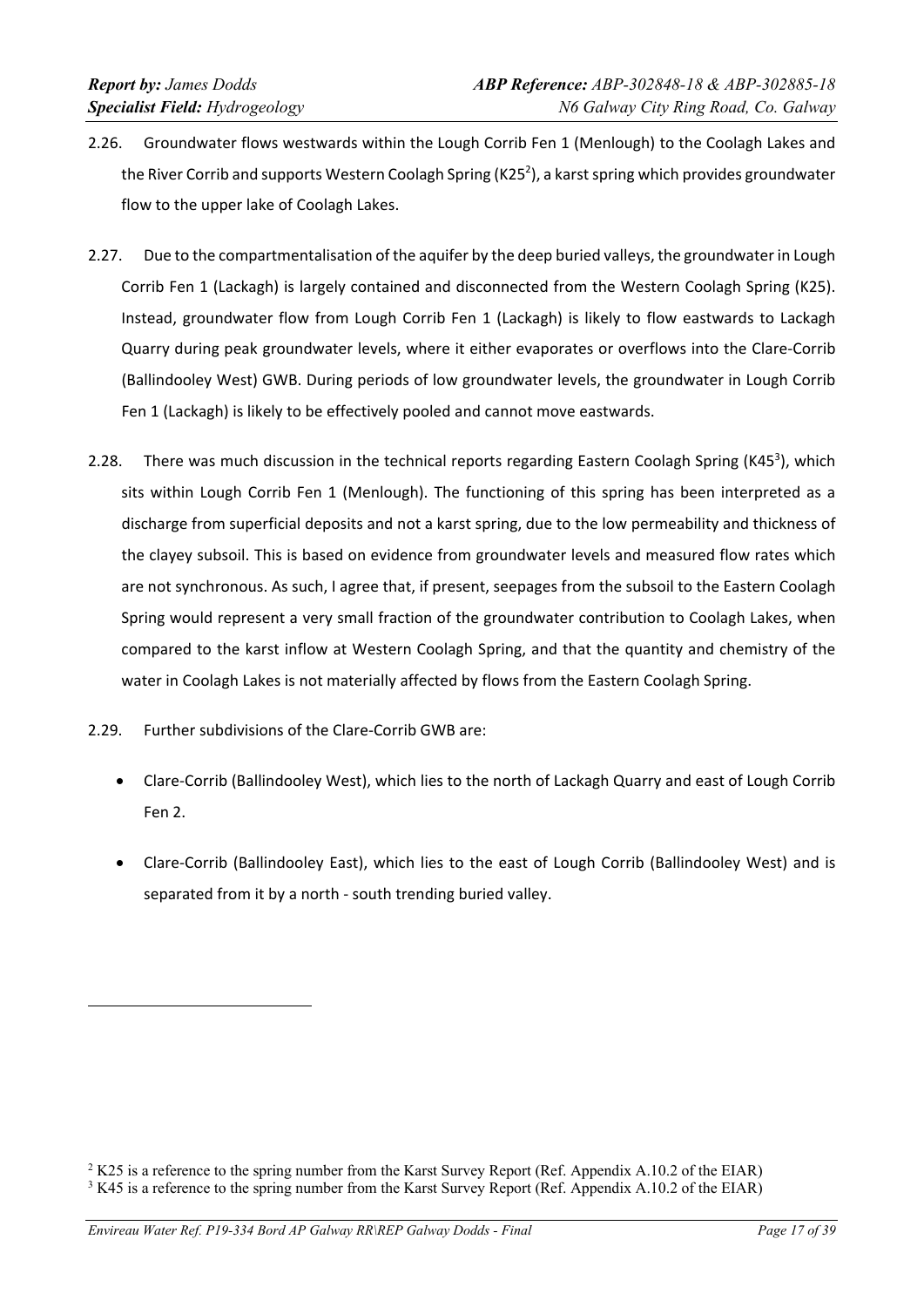2.26. Groundwater flows westwards within the Lough Corrib Fen 1 (Menlough) to the Coolagh Lakes and the River Corrib and supports Western Coolagh Spring (K25[2]), a karst spring which provides groundwater flow to the upper lake of Coolagh Lakes.

2.27. Due to the compartmentalisation of the aquifer by the deep buried valleys, the groundwater in Lough Corrib Fen 1 (Lackagh) is largely contained and disconnected from the Western Coolagh Spring (K25). Instead, groundwater flow from Lough Corrib Fen 1 (Lackagh) is likely to flow eastwards to Lackagh Quarry during peak groundwater levels, where it either evaporates or overflows into the Clare-Corrib (Ballindooley West) GWB. During periods of low groundwater levels, the groundwater in Lough Corrib Fen 1 (Lackagh) is likely to be effectively pooled and cannot move eastwards.

2.28. There was much discussion in the technical reports regarding Eastern Coolagh Spring (K45[3]), which sits within Lough Corrib Fen 1 (Menlough). The functioning of this spring has been interpreted as a discharge from superficial deposits and not a karst spring, due to the low permeability and thickness of the clayey subsoil. This is based on evidence from groundwater levels and measured flow rates which are not synchronous. As such, I agree that, if present, seepages from the subsoil to the Eastern Coolagh Spring would represent a very small fraction of the groundwater contribution to Coolagh Lakes, when compared to the karst inflow at Western Coolagh Spring, and that the quantity and chemistry of the water in Coolagh Lakes is not materially affected by flows from the Eastern Coolagh Spring.

2.29. Further subdivisions of the Clare-Corrib GWB are:

- Clare-Corrib (Ballindooley West), which lies to the north of Lackagh Quarry and east of Lough Corrib Fen 2.
- Clare-Corrib (Ballindooley East), which lies to the east of Lough Corrib (Ballindooley West) and is separated from it by a north - south trending buried valley.

[2] K25 is a reference to the spring number from the Karst Survey Report (Ref. Appendix A.10.2 of the EIAR)

[3] K45 is a reference to the spring number from the Karst Survey Report (Ref. Appendix A.10.2 of the EIAR)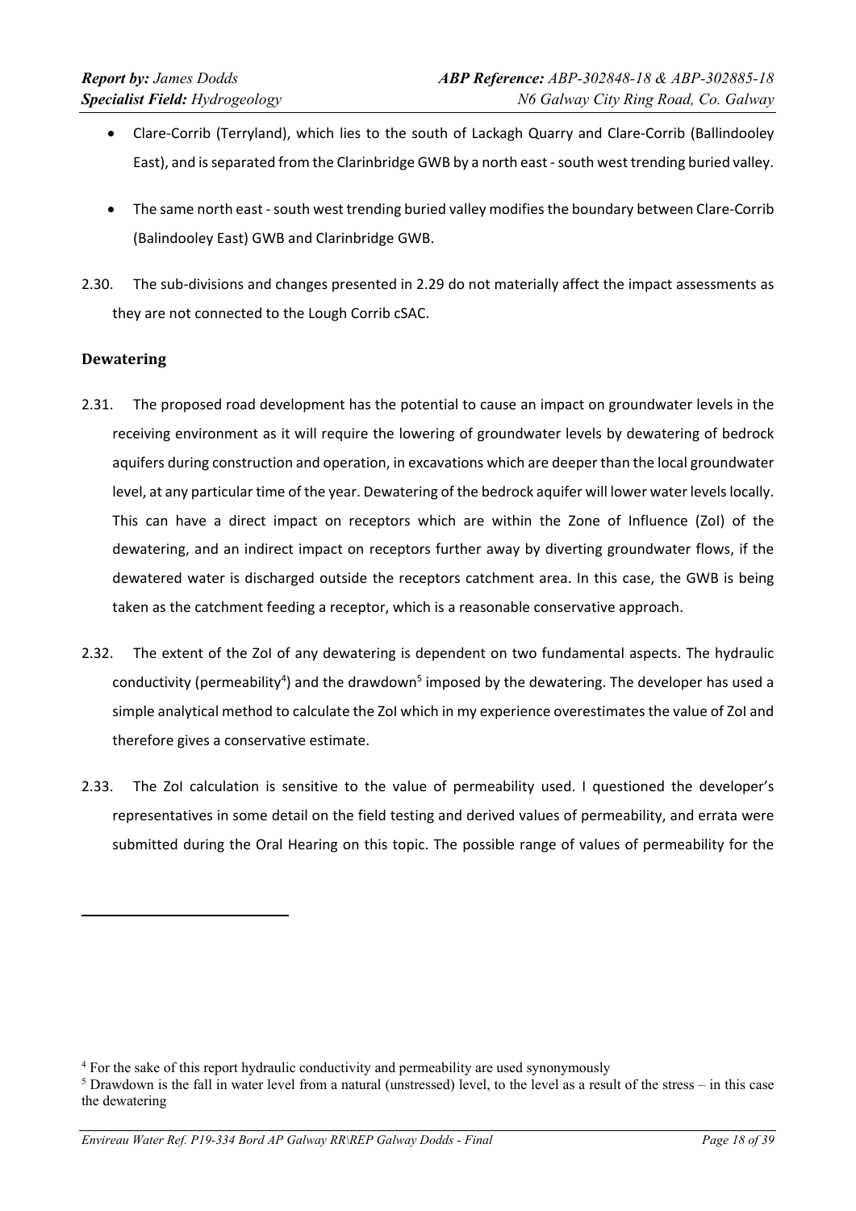- Clare-Corrib (Terryland), which lies to the south of Lackagh Quarry and Clare-Corrib (Ballindooley East), and is separated from the Clarinbridge GWB by a north east - south west trending buried valley.
- The same north east - south west trending buried valley modifies the boundary between Clare-Corrib (Balindooley East) GWB and Clarinbridge GWB.

2.30. The sub-divisions and changes presented in 2.29 do not materially affect the impact assessments as they are not connected to the Lough Corrib cSAC.

### Dewatering

2.31. The proposed road development has the potential to cause an impact on groundwater levels in the receiving environment as it will require the lowering of groundwater levels by dewatering of bedrock aquifers during construction and operation, in excavations which are deeper than the local groundwater level, at any particular time of the year. Dewatering of the bedrock aquifer will lower water levels locally. This can have a direct impact on receptors which are within the Zone of Influence (ZoI) of the dewatering, and an indirect impact on receptors further away by diverting groundwater flows, if the dewatered water is discharged outside the receptors catchment area. In this case, the GWB is being taken as the catchment feeding a receptor, which is a reasonable conservative approach.

2.32. The extent of the ZoI of any dewatering is dependent on two fundamental aspects. The hydraulic conductivity (permeability[4]) and the drawdown[5] imposed by the dewatering. The developer has used a simple analytical method to calculate the ZoI which in my experience overestimates the value of ZoI and therefore gives a conservative estimate.

2.33. The ZoI calculation is sensitive to the value of permeability used. I questioned the developer's representatives in some detail on the field testing and derived values of permeability, and errata were submitted during the Oral Hearing on this topic. The possible range of values of permeability for the

---

[4] For the sake of this report hydraulic conductivity and permeability are used synonymously

[5] Drawdown is the fall in water level from a natural (unstressed) level, to the level as a result of the stress – in this case the dewatering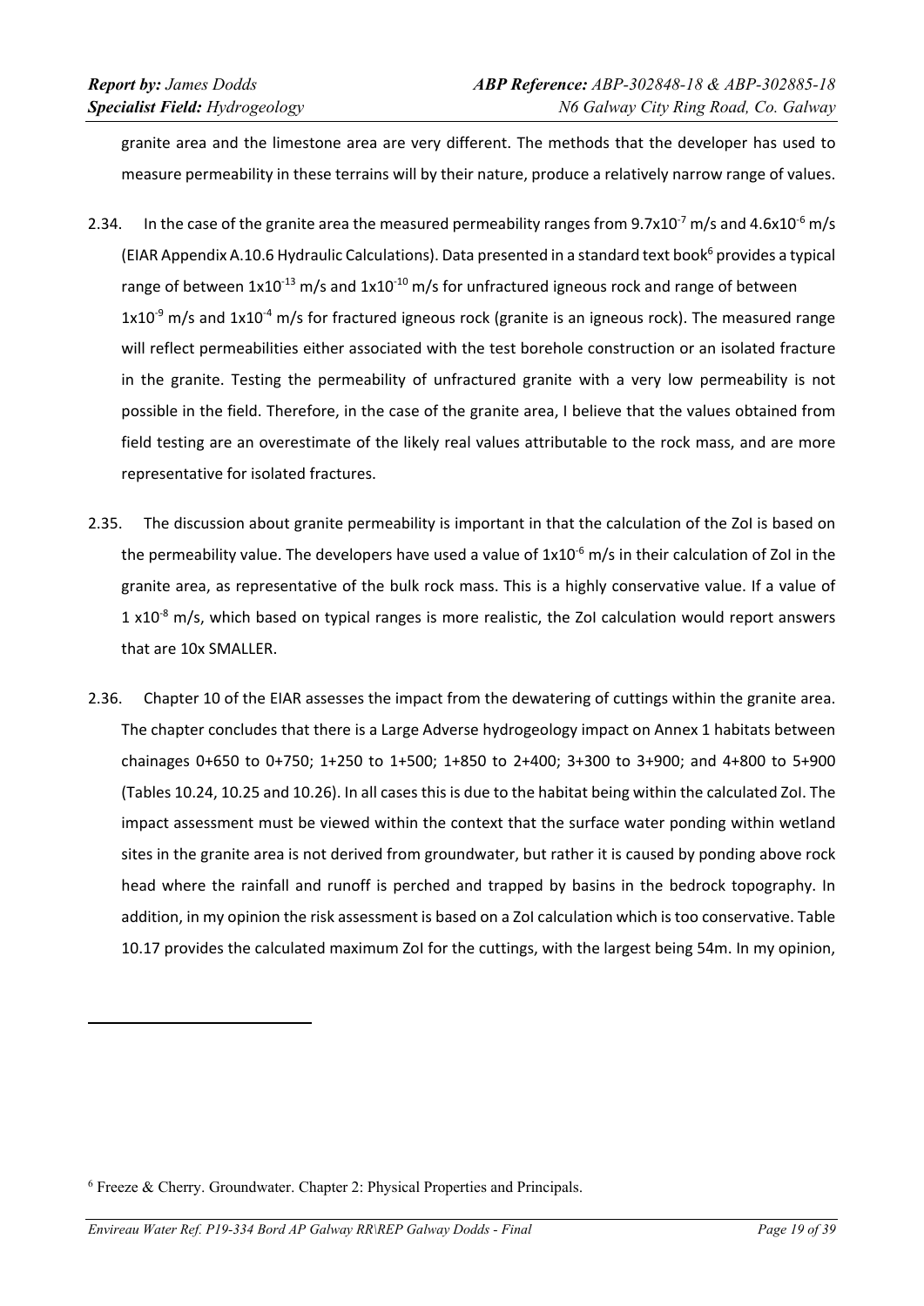granite area and the limestone area are very different. The methods that the developer has used to measure permeability in these terrains will by their nature, produce a relatively narrow range of values.

2.34. In the case of the granite area the measured permeability ranges from $9.7 \times 10^{-7}$ m/s and $4.6 \times 10^{-6}$ m/s (EIAR Appendix A.10.6 Hydraulic Calculations). Data presented in a standard text book[6] provides a typical range of between $1 \times 10^{-13}$ m/s and $1 \times 10^{-10}$ m/s for unfractured igneous rock and range of between $1 \times 10^{-9}$ m/s and $1 \times 10^{-4}$ m/s for fractured igneous rock (granite is an igneous rock). The measured range will reflect permeabilities either associated with the test borehole construction or an isolated fracture in the granite. Testing the permeability of unfractured granite with a very low permeability is not possible in the field. Therefore, in the case of the granite area, I believe that the values obtained from field testing are an overestimate of the likely real values attributable to the rock mass, and are more representative for isolated fractures.

2.35. The discussion about granite permeability is important in that the calculation of the ZoI is based on the permeability value. The developers have used a value of $1 \times 10^{-6}$ m/s in their calculation of ZoI in the granite area, as representative of the bulk rock mass. This is a highly conservative value. If a value of $1 \times 10^{-8}$ m/s, which based on typical ranges is more realistic, the ZoI calculation would report answers that are 10x SMALLER.

2.36. Chapter 10 of the EIAR assesses the impact from the dewatering of cuttings within the granite area. The chapter concludes that there is a Large Adverse hydrogeology impact on Annex 1 habitats between chainages 0+650 to 0+750; 1+250 to 1+500; 1+850 to 2+400; 3+300 to 3+900; and 4+800 to 5+900 (Tables 10.24, 10.25 and 10.26). In all cases this is due to the habitat being within the calculated ZoI. The impact assessment must be viewed within the context that the surface water ponding within wetland sites in the granite area is not derived from groundwater, but rather it is caused by ponding above rock head where the rainfall and runoff is perched and trapped by basins in the bedrock topography. In addition, in my opinion the risk assessment is based on a ZoI calculation which is too conservative. Table 10.17 provides the calculated maximum ZoI for the cuttings, with the largest being 54m. In my opinion,

---

[6] Freeze & Cherry. Groundwater. Chapter 2: Physical Properties and Principals.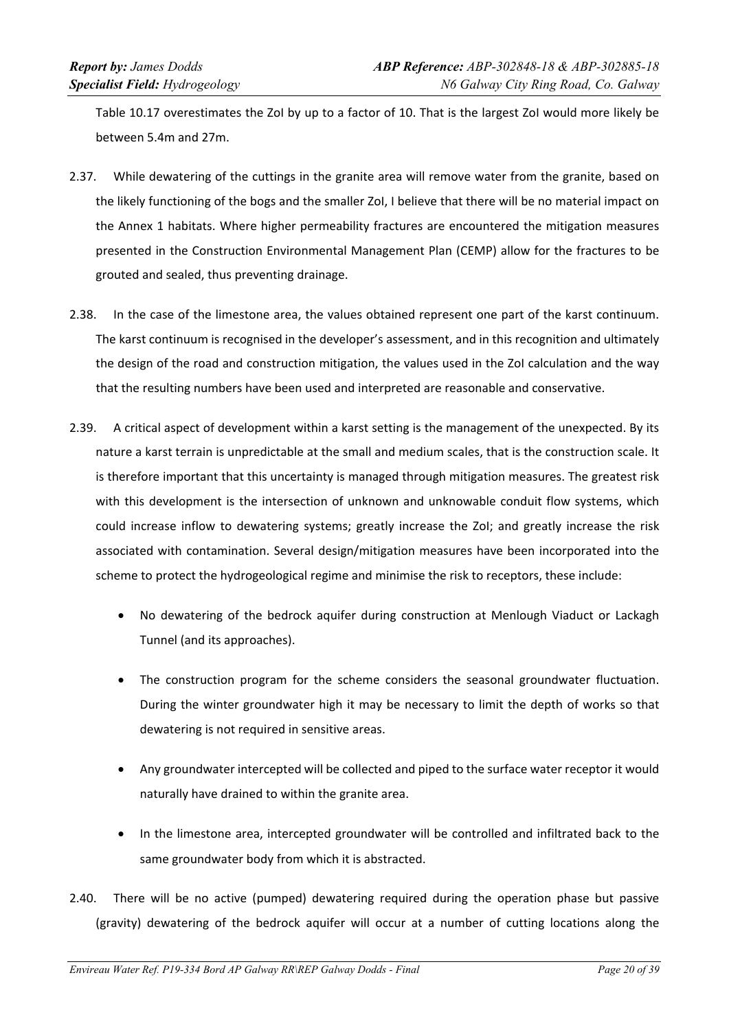Table 10.17 overestimates the ZoI by up to a factor of 10. That is the largest ZoI would more likely be between 5.4m and 27m.

2.37. While dewatering of the cuttings in the granite area will remove water from the granite, based on the likely functioning of the bogs and the smaller ZoI, I believe that there will be no material impact on the Annex 1 habitats. Where higher permeability fractures are encountered the mitigation measures presented in the Construction Environmental Management Plan (CEMP) allow for the fractures to be grouted and sealed, thus preventing drainage.

2.38. In the case of the limestone area, the values obtained represent one part of the karst continuum. The karst continuum is recognised in the developer's assessment, and in this recognition and ultimately the design of the road and construction mitigation, the values used in the ZoI calculation and the way that the resulting numbers have been used and interpreted are reasonable and conservative.

2.39. A critical aspect of development within a karst setting is the management of the unexpected. By its nature a karst terrain is unpredictable at the small and medium scales, that is the construction scale. It is therefore important that this uncertainty is managed through mitigation measures. The greatest risk with this development is the intersection of unknown and unknowable conduit flow systems, which could increase inflow to dewatering systems; greatly increase the ZoI; and greatly increase the risk associated with contamination. Several design/mitigation measures have been incorporated into the scheme to protect the hydrogeological regime and minimise the risk to receptors, these include:

- No dewatering of the bedrock aquifer during construction at Menlough Viaduct or Lackagh Tunnel (and its approaches).
- The construction program for the scheme considers the seasonal groundwater fluctuation. During the winter groundwater high it may be necessary to limit the depth of works so that dewatering is not required in sensitive areas.
- Any groundwater intercepted will be collected and piped to the surface water receptor it would naturally have drained to within the granite area.
- In the limestone area, intercepted groundwater will be controlled and infiltrated back to the same groundwater body from which it is abstracted.

2.40. There will be no active (pumped) dewatering required during the operation phase but passive (gravity) dewatering of the bedrock aquifer will occur at a number of cutting locations along the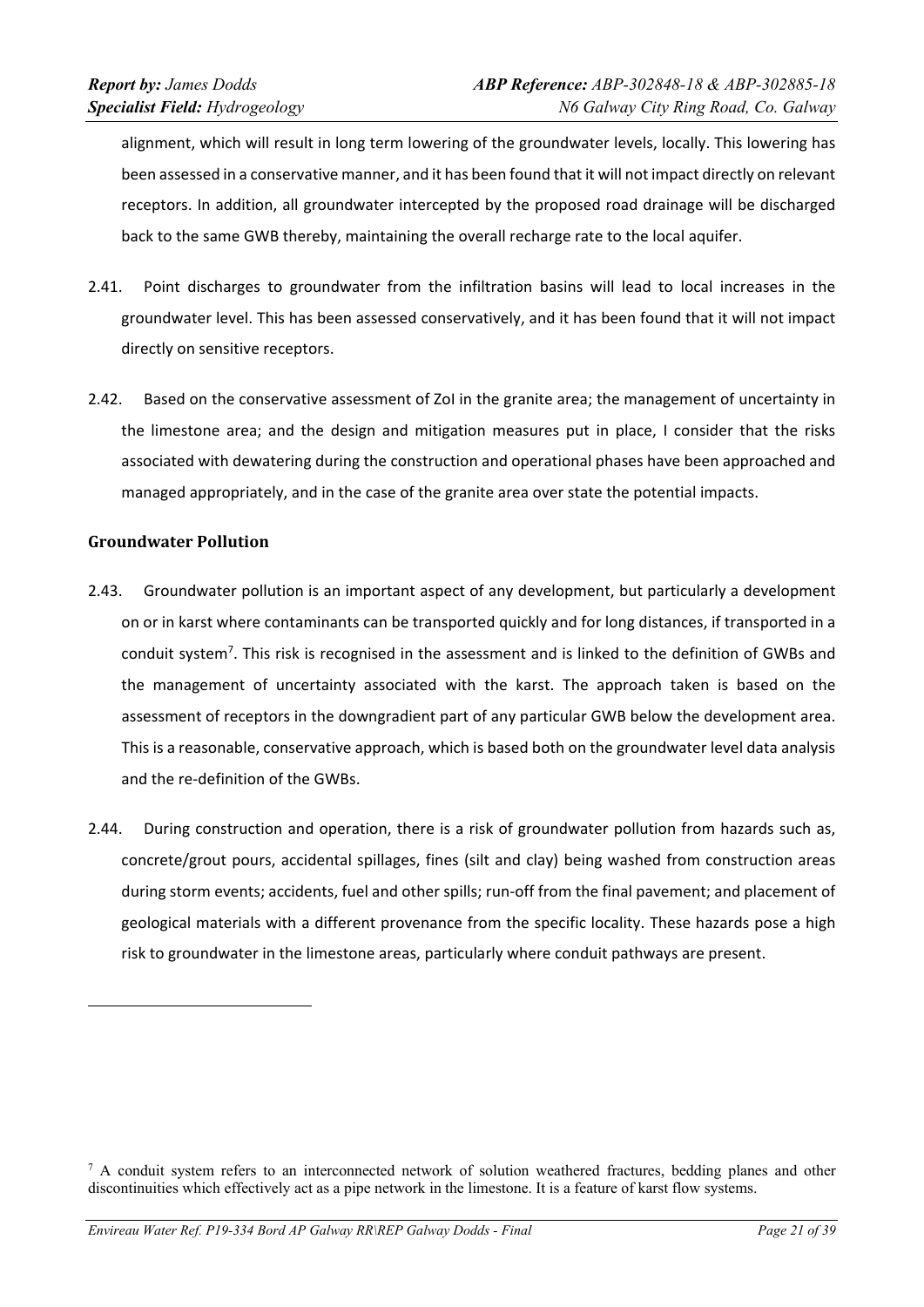alignment, which will result in long term lowering of the groundwater levels, locally. This lowering has been assessed in a conservative manner, and it has been found that it will not impact directly on relevant receptors. In addition, all groundwater intercepted by the proposed road drainage will be discharged back to the same GWB thereby, maintaining the overall recharge rate to the local aquifer.

2.41. Point discharges to groundwater from the infiltration basins will lead to local increases in the groundwater level. This has been assessed conservatively, and it has been found that it will not impact directly on sensitive receptors.

2.42. Based on the conservative assessment of ZoI in the granite area; the management of uncertainty in the limestone area; and the design and mitigation measures put in place, I consider that the risks associated with dewatering during the construction and operational phases have been approached and managed appropriately, and in the case of the granite area over state the potential impacts.

## Groundwater Pollution

2.43. Groundwater pollution is an important aspect of any development, but particularly a development on or in karst where contaminants can be transported quickly and for long distances, if transported in a conduit system[7]. This risk is recognised in the assessment and is linked to the definition of GWBs and the management of uncertainty associated with the karst. The approach taken is based on the assessment of receptors in the downgradient part of any particular GWB below the development area. This is a reasonable, conservative approach, which is based both on the groundwater level data analysis and the re-definition of the GWBs.

2.44. During construction and operation, there is a risk of groundwater pollution from hazards such as, concrete/grout pours, accidental spillages, fines (silt and clay) being washed from construction areas during storm events; accidents, fuel and other spills; run-off from the final pavement; and placement of geological materials with a different provenance from the specific locality. These hazards pose a high risk to groundwater in the limestone areas, particularly where conduit pathways are present.

[7] A conduit system refers to an interconnected network of solution weathered fractures, bedding planes and other discontinuities which effectively act as a pipe network in the limestone. It is a feature of karst flow systems.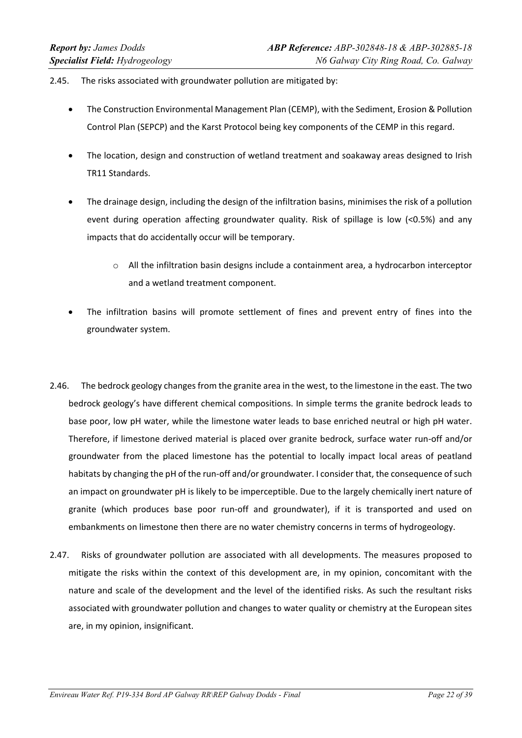2.45. The risks associated with groundwater pollution are mitigated by:

- The Construction Environmental Management Plan (CEMP), with the Sediment, Erosion & Pollution Control Plan (SEPCP) and the Karst Protocol being key components of the CEMP in this regard.
- The location, design and construction of wetland treatment and soakaway areas designed to Irish TR11 Standards.
- The drainage design, including the design of the infiltration basins, minimises the risk of a pollution event during operation affecting groundwater quality. Risk of spillage is low (<0.5%) and any impacts that do accidentally occur will be temporary.
  - All the infiltration basin designs include a containment area, a hydrocarbon interceptor and a wetland treatment component.
- The infiltration basins will promote settlement of fines and prevent entry of fines into the groundwater system.

2.46. The bedrock geology changes from the granite area in the west, to the limestone in the east. The two bedrock geology's have different chemical compositions. In simple terms the granite bedrock leads to base poor, low pH water, while the limestone water leads to base enriched neutral or high pH water. Therefore, if limestone derived material is placed over granite bedrock, surface water run-off and/or groundwater from the placed limestone has the potential to locally impact local areas of peatland habitats by changing the pH of the run-off and/or groundwater. I consider that, the consequence of such an impact on groundwater pH is likely to be imperceptible. Due to the largely chemically inert nature of granite (which produces base poor run-off and groundwater), if it is transported and used on embankments on limestone then there are no water chemistry concerns in terms of hydrogeology.

2.47. Risks of groundwater pollution are associated with all developments. The measures proposed to mitigate the risks within the context of this development are, in my opinion, concomitant with the nature and scale of the development and the level of the identified risks. As such the resultant risks associated with groundwater pollution and changes to water quality or chemistry at the European sites are, in my opinion, insignificant.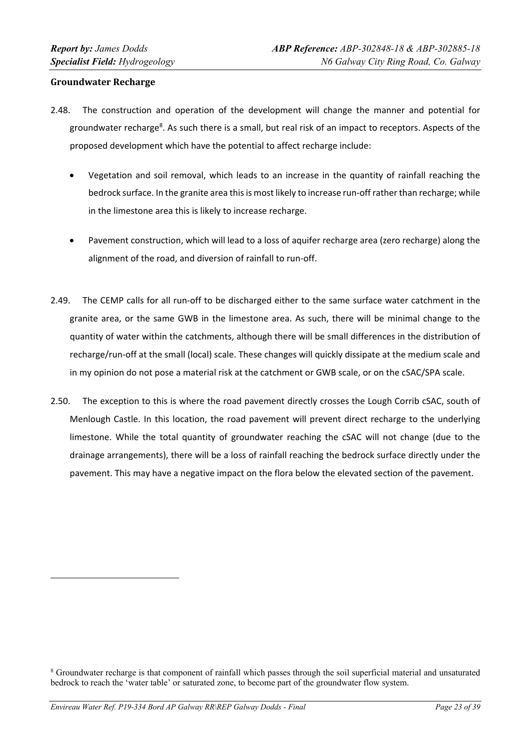### Groundwater Recharge

2.48. The construction and operation of the development will change the manner and potential for groundwater recharge[8]. As such there is a small, but real risk of an impact to receptors. Aspects of the proposed development which have the potential to affect recharge include:

- Vegetation and soil removal, which leads to an increase in the quantity of rainfall reaching the bedrock surface. In the granite area this is most likely to increase run-off rather than recharge; while in the limestone area this is likely to increase recharge.
- Pavement construction, which will lead to a loss of aquifer recharge area (zero recharge) along the alignment of the road, and diversion of rainfall to run-off.

2.49. The CEMP calls for all run-off to be discharged either to the same surface water catchment in the granite area, or the same GWB in the limestone area. As such, there will be minimal change to the quantity of water within the catchments, although there will be small differences in the distribution of recharge/run-off at the small (local) scale. These changes will quickly dissipate at the medium scale and in my opinion do not pose a material risk at the catchment or GWB scale, or on the cSAC/SPA scale.

2.50. The exception to this is where the road pavement directly crosses the Lough Corrib cSAC, south of Menlough Castle. In this location, the road pavement will prevent direct recharge to the underlying limestone. While the total quantity of groundwater reaching the cSAC will not change (due to the drainage arrangements), there will be a loss of rainfall reaching the bedrock surface directly under the pavement. This may have a negative impact on the flora below the elevated section of the pavement.

---

[8] Groundwater recharge is that component of rainfall which passes through the soil superficial material and unsaturated bedrock to reach the 'water table' or saturated zone, to become part of the groundwater flow system.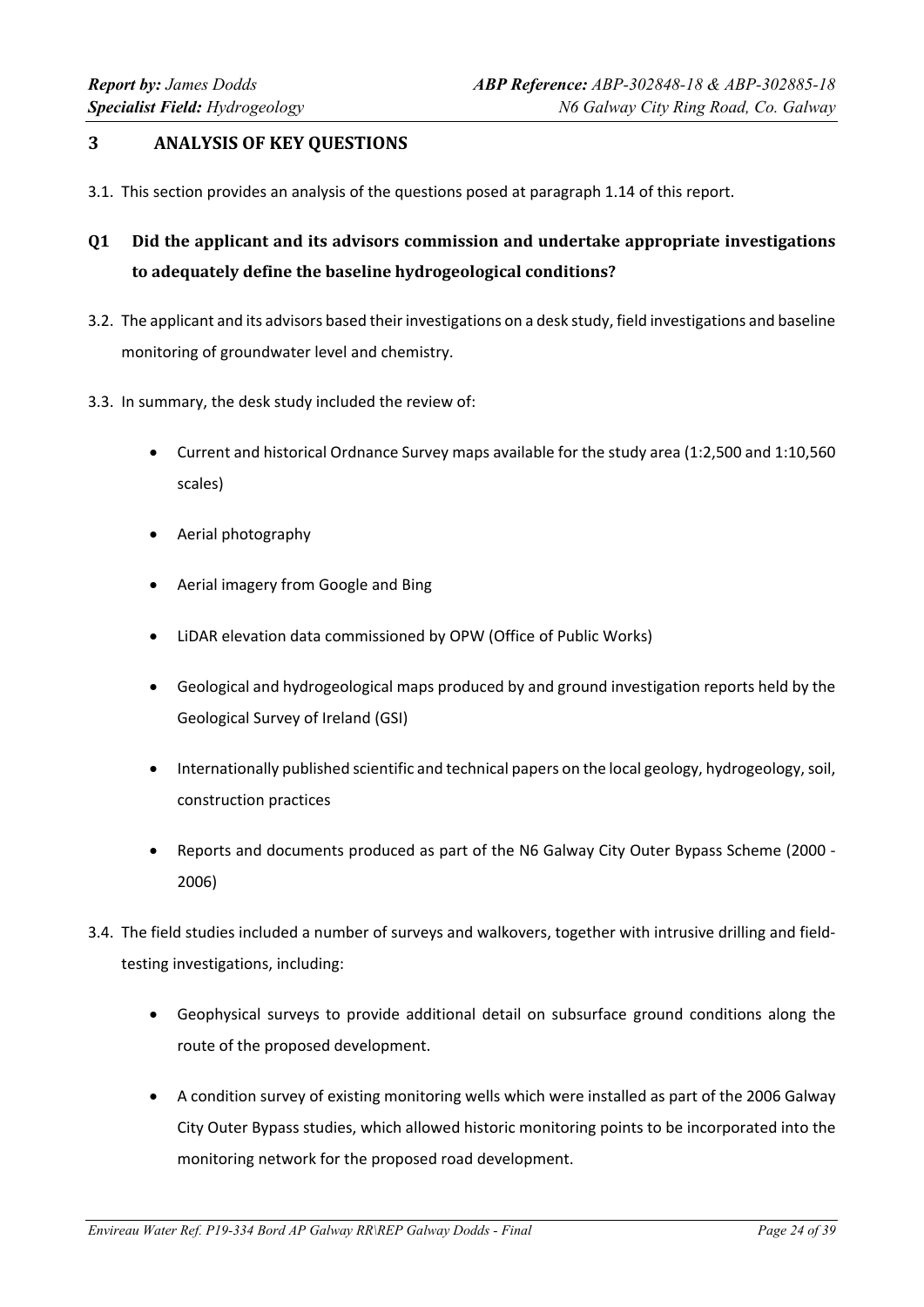## 3 ANALYSIS OF KEY QUESTIONS

3.1. This section provides an analysis of the questions posed at paragraph 1.14 of this report.

### Q1 Did the applicant and its advisors commission and undertake appropriate investigations to adequately define the baseline hydrogeological conditions?

3.2. The applicant and its advisors based their investigations on a desk study, field investigations and baseline monitoring of groundwater level and chemistry.

3.3. In summary, the desk study included the review of:

- Current and historical Ordnance Survey maps available for the study area (1:2,500 and 1:10,560 scales)
- Aerial photography
- Aerial imagery from Google and Bing
- LiDAR elevation data commissioned by OPW (Office of Public Works)
- Geological and hydrogeological maps produced by and ground investigation reports held by the Geological Survey of Ireland (GSI)
- Internationally published scientific and technical papers on the local geology, hydrogeology, soil, construction practices
- Reports and documents produced as part of the N6 Galway City Outer Bypass Scheme (2000 - 2006)

3.4. The field studies included a number of surveys and walkovers, together with intrusive drilling and field-testing investigations, including:

- Geophysical surveys to provide additional detail on subsurface ground conditions along the route of the proposed development.
- A condition survey of existing monitoring wells which were installed as part of the 2006 Galway City Outer Bypass studies, which allowed historic monitoring points to be incorporated into the monitoring network for the proposed road development.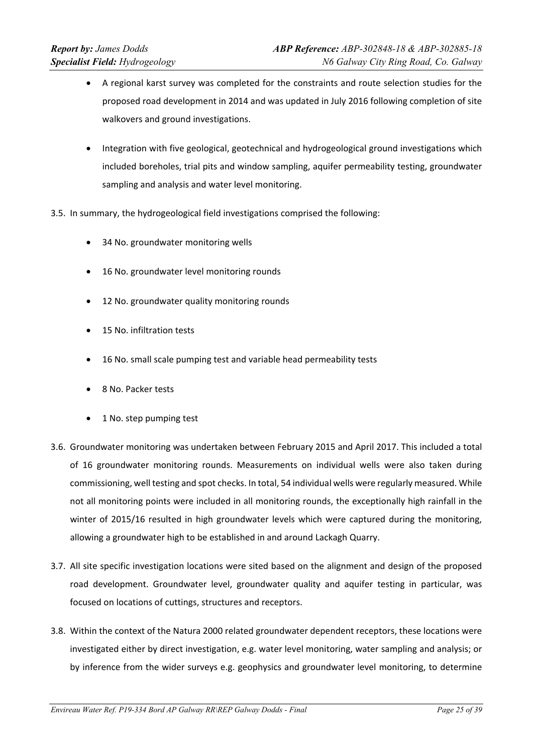- A regional karst survey was completed for the constraints and route selection studies for the proposed road development in 2014 and was updated in July 2016 following completion of site walkovers and ground investigations.

- Integration with five geological, geotechnical and hydrogeological ground investigations which included boreholes, trial pits and window sampling, aquifer permeability testing, groundwater sampling and analysis and water level monitoring.

3.5. In summary, the hydrogeological field investigations comprised the following:

- 34 No. groundwater monitoring wells
- 16 No. groundwater level monitoring rounds
- 12 No. groundwater quality monitoring rounds
- 15 No. infiltration tests
- 16 No. small scale pumping test and variable head permeability tests
- 8 No. Packer tests
- 1 No. step pumping test

3.6. Groundwater monitoring was undertaken between February 2015 and April 2017. This included a total of 16 groundwater monitoring rounds. Measurements on individual wells were also taken during commissioning, well testing and spot checks. In total, 54 individual wells were regularly measured. While not all monitoring points were included in all monitoring rounds, the exceptionally high rainfall in the winter of 2015/16 resulted in high groundwater levels which were captured during the monitoring, allowing a groundwater high to be established in and around Lackagh Quarry.

3.7. All site specific investigation locations were sited based on the alignment and design of the proposed road development. Groundwater level, groundwater quality and aquifer testing in particular, was focused on locations of cuttings, structures and receptors.

3.8. Within the context of the Natura 2000 related groundwater dependent receptors, these locations were investigated either by direct investigation, e.g. water level monitoring, water sampling and analysis; or by inference from the wider surveys e.g. geophysics and groundwater level monitoring, to determine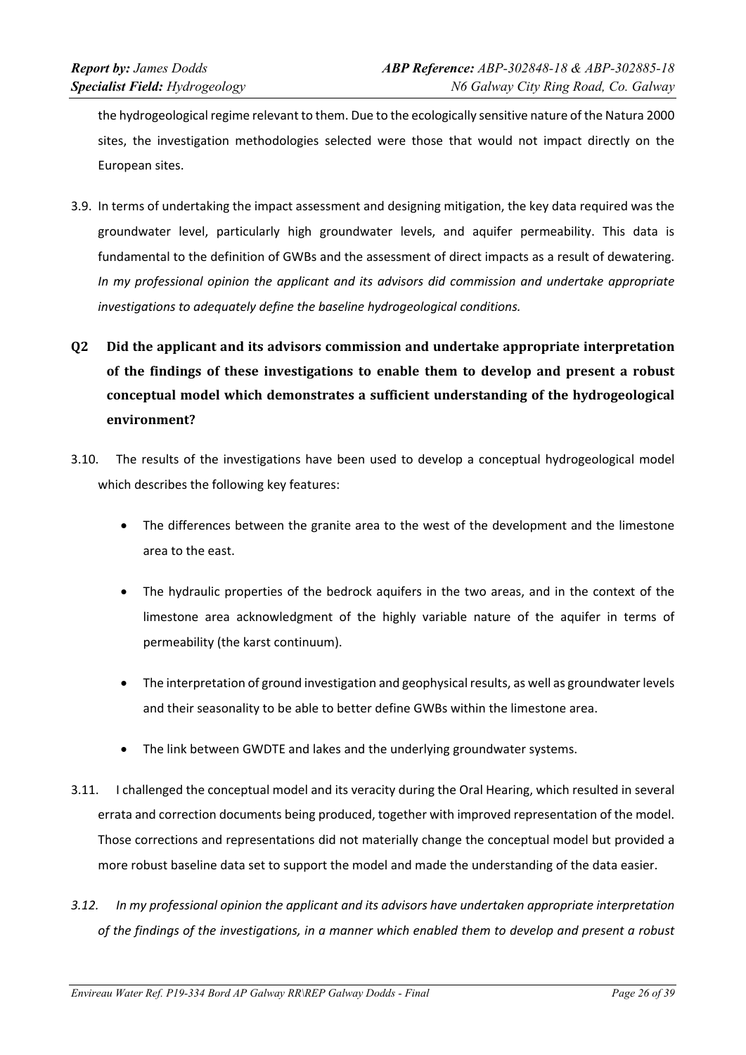the hydrogeological regime relevant to them. Due to the ecologically sensitive nature of the Natura 2000 sites, the investigation methodologies selected were those that would not impact directly on the European sites.

3.9. In terms of undertaking the impact assessment and designing mitigation, the key data required was the groundwater level, particularly high groundwater levels, and aquifer permeability. This data is fundamental to the definition of GWBs and the assessment of direct impacts as a result of dewatering. *In my professional opinion the applicant and its advisors did commission and undertake appropriate investigations to adequately define the baseline hydrogeological conditions.*

## Q2 Did the applicant and its advisors commission and undertake appropriate interpretation of the findings of these investigations to enable them to develop and present a robust conceptual model which demonstrates a sufficient understanding of the hydrogeological environment?

3.10. The results of the investigations have been used to develop a conceptual hydrogeological model which describes the following key features:

- The differences between the granite area to the west of the development and the limestone area to the east.
- The hydraulic properties of the bedrock aquifers in the two areas, and in the context of the limestone area acknowledgment of the highly variable nature of the aquifer in terms of permeability (the karst continuum).
- The interpretation of ground investigation and geophysical results, as well as groundwater levels and their seasonality to be able to better define GWBs within the limestone area.
- The link between GWDTE and lakes and the underlying groundwater systems.

3.11. I challenged the conceptual model and its veracity during the Oral Hearing, which resulted in several errata and correction documents being produced, together with improved representation of the model. Those corrections and representations did not materially change the conceptual model but provided a more robust baseline data set to support the model and made the understanding of the data easier.

*3.12. In my professional opinion the applicant and its advisors have undertaken appropriate interpretation of the findings of the investigations, in a manner which enabled them to develop and present a robust*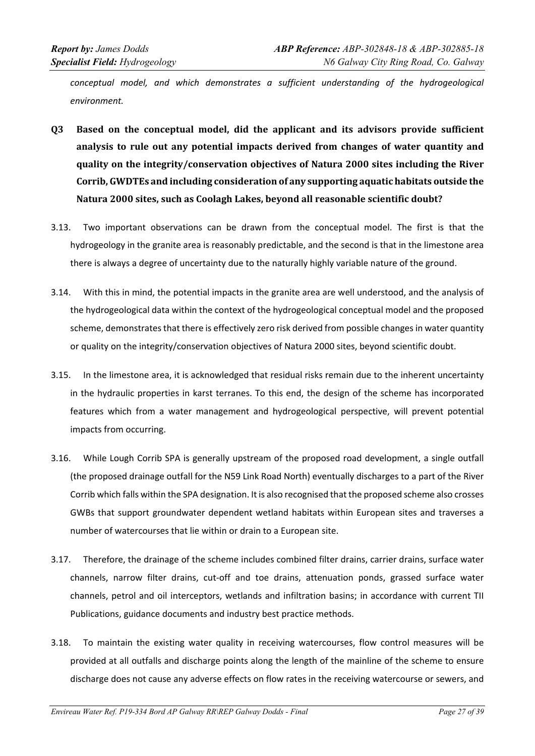*conceptual model, and which demonstrates a sufficient understanding of the hydrogeological environment.*

**Q3 Based on the conceptual model, did the applicant and its advisors provide sufficient analysis to rule out any potential impacts derived from changes of water quantity and quality on the integrity/conservation objectives of Natura 2000 sites including the River Corrib, GWDTEs and including consideration of any supporting aquatic habitats outside the Natura 2000 sites, such as Coolagh Lakes, beyond all reasonable scientific doubt?**

3.13. Two important observations can be drawn from the conceptual model. The first is that the hydrogeology in the granite area is reasonably predictable, and the second is that in the limestone area there is always a degree of uncertainty due to the naturally highly variable nature of the ground.

3.14. With this in mind, the potential impacts in the granite area are well understood, and the analysis of the hydrogeological data within the context of the hydrogeological conceptual model and the proposed scheme, demonstrates that there is effectively zero risk derived from possible changes in water quantity or quality on the integrity/conservation objectives of Natura 2000 sites, beyond scientific doubt.

3.15. In the limestone area, it is acknowledged that residual risks remain due to the inherent uncertainty in the hydraulic properties in karst terranes. To this end, the design of the scheme has incorporated features which from a water management and hydrogeological perspective, will prevent potential impacts from occurring.

3.16. While Lough Corrib SPA is generally upstream of the proposed road development, a single outfall (the proposed drainage outfall for the N59 Link Road North) eventually discharges to a part of the River Corrib which falls within the SPA designation. It is also recognised that the proposed scheme also crosses GWBs that support groundwater dependent wetland habitats within European sites and traverses a number of watercourses that lie within or drain to a European site.

3.17. Therefore, the drainage of the scheme includes combined filter drains, carrier drains, surface water channels, narrow filter drains, cut-off and toe drains, attenuation ponds, grassed surface water channels, petrol and oil interceptors, wetlands and infiltration basins; in accordance with current TII Publications, guidance documents and industry best practice methods.

3.18. To maintain the existing water quality in receiving watercourses, flow control measures will be provided at all outfalls and discharge points along the length of the mainline of the scheme to ensure discharge does not cause any adverse effects on flow rates in the receiving watercourse or sewers, and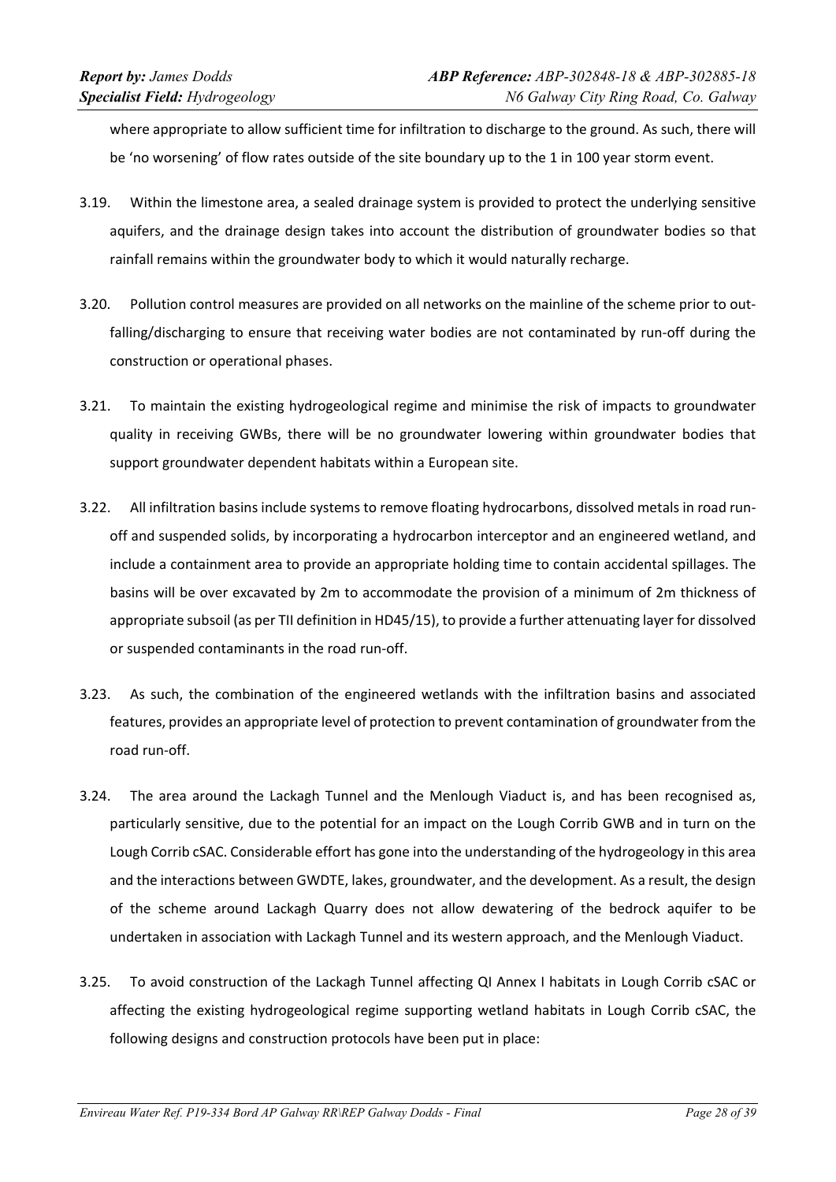where appropriate to allow sufficient time for infiltration to discharge to the ground. As such, there will be 'no worsening' of flow rates outside of the site boundary up to the 1 in 100 year storm event.

3.19. Within the limestone area, a sealed drainage system is provided to protect the underlying sensitive aquifers, and the drainage design takes into account the distribution of groundwater bodies so that rainfall remains within the groundwater body to which it would naturally recharge.

3.20. Pollution control measures are provided on all networks on the mainline of the scheme prior to out-falling/discharging to ensure that receiving water bodies are not contaminated by run-off during the construction or operational phases.

3.21. To maintain the existing hydrogeological regime and minimise the risk of impacts to groundwater quality in receiving GWBs, there will be no groundwater lowering within groundwater bodies that support groundwater dependent habitats within a European site.

3.22. All infiltration basins include systems to remove floating hydrocarbons, dissolved metals in road run-off and suspended solids, by incorporating a hydrocarbon interceptor and an engineered wetland, and include a containment area to provide an appropriate holding time to contain accidental spillages. The basins will be over excavated by 2m to accommodate the provision of a minimum of 2m thickness of appropriate subsoil (as per TII definition in HD45/15), to provide a further attenuating layer for dissolved or suspended contaminants in the road run-off.

3.23. As such, the combination of the engineered wetlands with the infiltration basins and associated features, provides an appropriate level of protection to prevent contamination of groundwater from the road run-off.

3.24. The area around the Lackagh Tunnel and the Menlough Viaduct is, and has been recognised as, particularly sensitive, due to the potential for an impact on the Lough Corrib GWB and in turn on the Lough Corrib cSAC. Considerable effort has gone into the understanding of the hydrogeology in this area and the interactions between GWDTE, lakes, groundwater, and the development. As a result, the design of the scheme around Lackagh Quarry does not allow dewatering of the bedrock aquifer to be undertaken in association with Lackagh Tunnel and its western approach, and the Menlough Viaduct.

3.25. To avoid construction of the Lackagh Tunnel affecting QI Annex I habitats in Lough Corrib cSAC or affecting the existing hydrogeological regime supporting wetland habitats in Lough Corrib cSAC, the following designs and construction protocols have been put in place: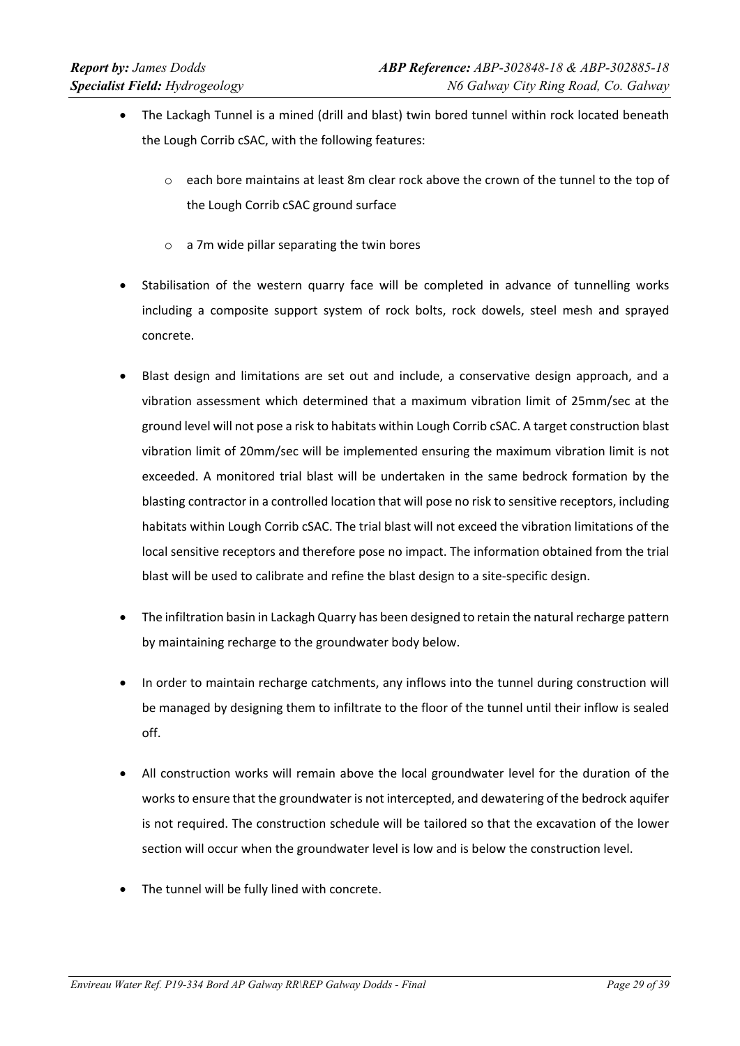- The Lackagh Tunnel is a mined (drill and blast) twin bored tunnel within rock located beneath the Lough Corrib cSAC, with the following features:
    - each bore maintains at least 8m clear rock above the crown of the tunnel to the top of the Lough Corrib cSAC ground surface
    - a 7m wide pillar separating the twin bores
- Stabilisation of the western quarry face will be completed in advance of tunnelling works including a composite support system of rock bolts, rock dowels, steel mesh and sprayed concrete.
- Blast design and limitations are set out and include, a conservative design approach, and a vibration assessment which determined that a maximum vibration limit of 25mm/sec at the ground level will not pose a risk to habitats within Lough Corrib cSAC. A target construction blast vibration limit of 20mm/sec will be implemented ensuring the maximum vibration limit is not exceeded. A monitored trial blast will be undertaken in the same bedrock formation by the blasting contractor in a controlled location that will pose no risk to sensitive receptors, including habitats within Lough Corrib cSAC. The trial blast will not exceed the vibration limitations of the local sensitive receptors and therefore pose no impact. The information obtained from the trial blast will be used to calibrate and refine the blast design to a site-specific design.
- The infiltration basin in Lackagh Quarry has been designed to retain the natural recharge pattern by maintaining recharge to the groundwater body below.
- In order to maintain recharge catchments, any inflows into the tunnel during construction will be managed by designing them to infiltrate to the floor of the tunnel until their inflow is sealed off.
- All construction works will remain above the local groundwater level for the duration of the works to ensure that the groundwater is not intercepted, and dewatering of the bedrock aquifer is not required. The construction schedule will be tailored so that the excavation of the lower section will occur when the groundwater level is low and is below the construction level.
- The tunnel will be fully lined with concrete.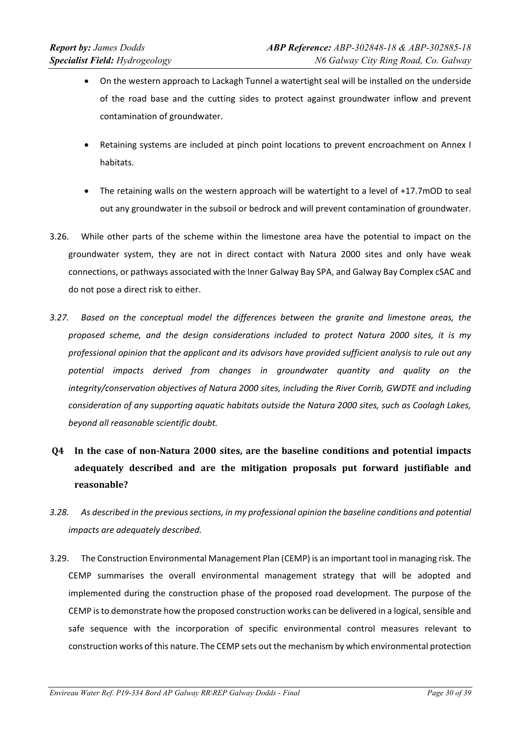- On the western approach to Lackagh Tunnel a watertight seal will be installed on the underside of the road base and the cutting sides to protect against groundwater inflow and prevent contamination of groundwater.

- Retaining systems are included at pinch point locations to prevent encroachment on Annex I habitats.

- The retaining walls on the western approach will be watertight to a level of +17.7mOD to seal out any groundwater in the subsoil or bedrock and will prevent contamination of groundwater.

3.26. While other parts of the scheme within the limestone area have the potential to impact on the groundwater system, they are not in direct contact with Natura 2000 sites and only have weak connections, or pathways associated with the Inner Galway Bay SPA, and Galway Bay Complex cSAC and do not pose a direct risk to either.

*3.27. Based on the conceptual model the differences between the granite and limestone areas, the proposed scheme, and the design considerations included to protect Natura 2000 sites, it is my professional opinion that the applicant and its advisors have provided sufficient analysis to rule out any potential impacts derived from changes in groundwater quantity and quality on the integrity/conservation objectives of Natura 2000 sites, including the River Corrib, GWDTE and including consideration of any supporting aquatic habitats outside the Natura 2000 sites, such as Coolagh Lakes, beyond all reasonable scientific doubt.*

## Q4 In the case of non-Natura 2000 sites, are the baseline conditions and potential impacts adequately described and are the mitigation proposals put forward justifiable and reasonable?

*3.28. As described in the previous sections, in my professional opinion the baseline conditions and potential impacts are adequately described.*

3.29. The Construction Environmental Management Plan (CEMP) is an important tool in managing risk. The CEMP summarises the overall environmental management strategy that will be adopted and implemented during the construction phase of the proposed road development. The purpose of the CEMP is to demonstrate how the proposed construction works can be delivered in a logical, sensible and safe sequence with the incorporation of specific environmental control measures relevant to construction works of this nature. The CEMP sets out the mechanism by which environmental protection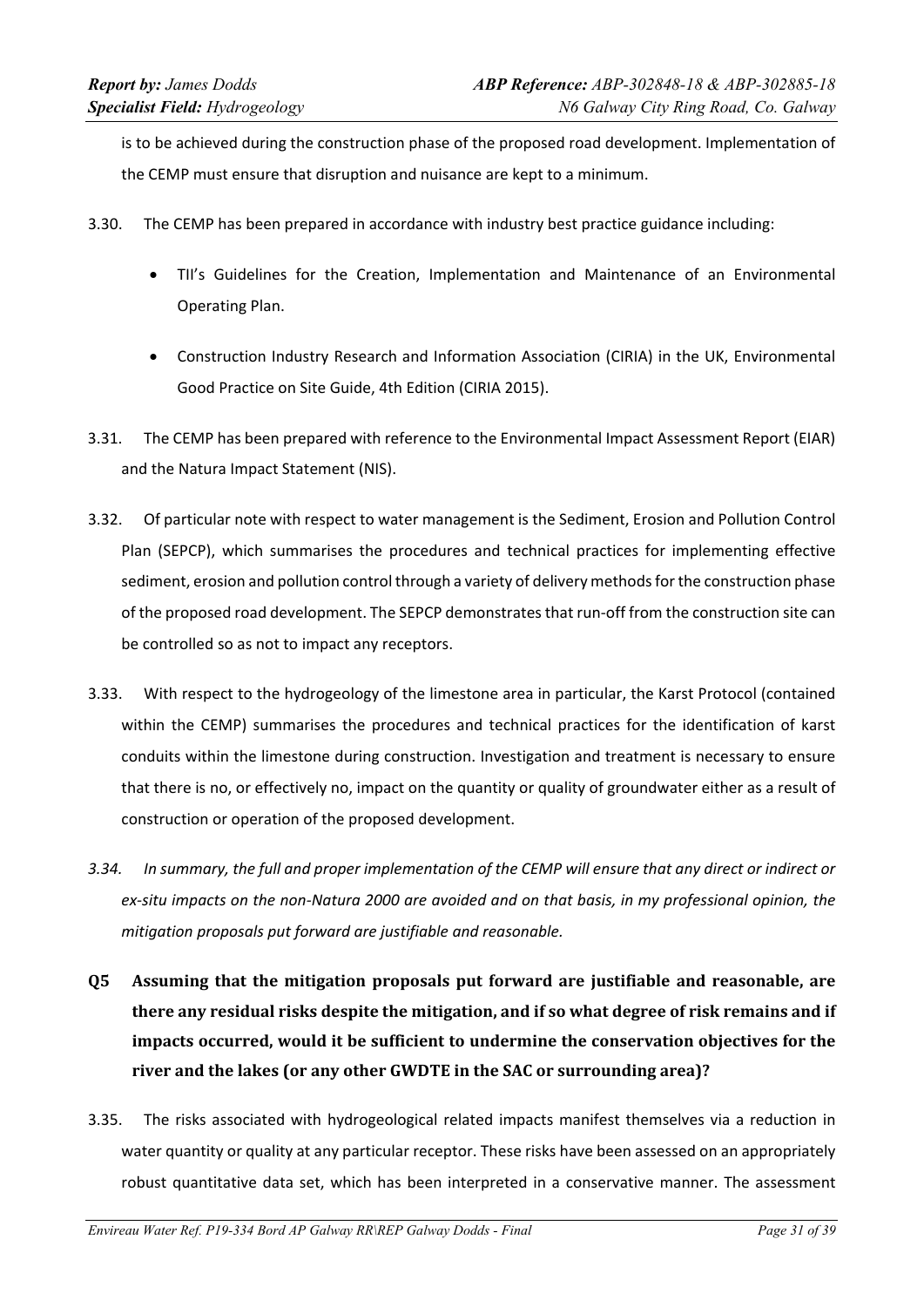is to be achieved during the construction phase of the proposed road development. Implementation of the CEMP must ensure that disruption and nuisance are kept to a minimum.

3.30. The CEMP has been prepared in accordance with industry best practice guidance including:

- TII's Guidelines for the Creation, Implementation and Maintenance of an Environmental Operating Plan.
- Construction Industry Research and Information Association (CIRIA) in the UK, Environmental Good Practice on Site Guide, 4th Edition (CIRIA 2015).

3.31. The CEMP has been prepared with reference to the Environmental Impact Assessment Report (EIAR) and the Natura Impact Statement (NIS).

3.32. Of particular note with respect to water management is the Sediment, Erosion and Pollution Control Plan (SEPCP), which summarises the procedures and technical practices for implementing effective sediment, erosion and pollution control through a variety of delivery methods for the construction phase of the proposed road development. The SEPCP demonstrates that run-off from the construction site can be controlled so as not to impact any receptors.

3.33. With respect to the hydrogeology of the limestone area in particular, the Karst Protocol (contained within the CEMP) summarises the procedures and technical practices for the identification of karst conduits within the limestone during construction. Investigation and treatment is necessary to ensure that there is no, or effectively no, impact on the quantity or quality of groundwater either as a result of construction or operation of the proposed development.

*3.34. In summary, the full and proper implementation of the CEMP will ensure that any direct or indirect or ex-situ impacts on the non-Natura 2000 are avoided and on that basis, in my professional opinion, the mitigation proposals put forward are justifiable and reasonable.*

## Q5 Assuming that the mitigation proposals put forward are justifiable and reasonable, are there any residual risks despite the mitigation, and if so what degree of risk remains and if impacts occurred, would it be sufficient to undermine the conservation objectives for the river and the lakes (or any other GWDTE in the SAC or surrounding area)?

3.35. The risks associated with hydrogeological related impacts manifest themselves via a reduction in water quantity or quality at any particular receptor. These risks have been assessed on an appropriately robust quantitative data set, which has been interpreted in a conservative manner. The assessment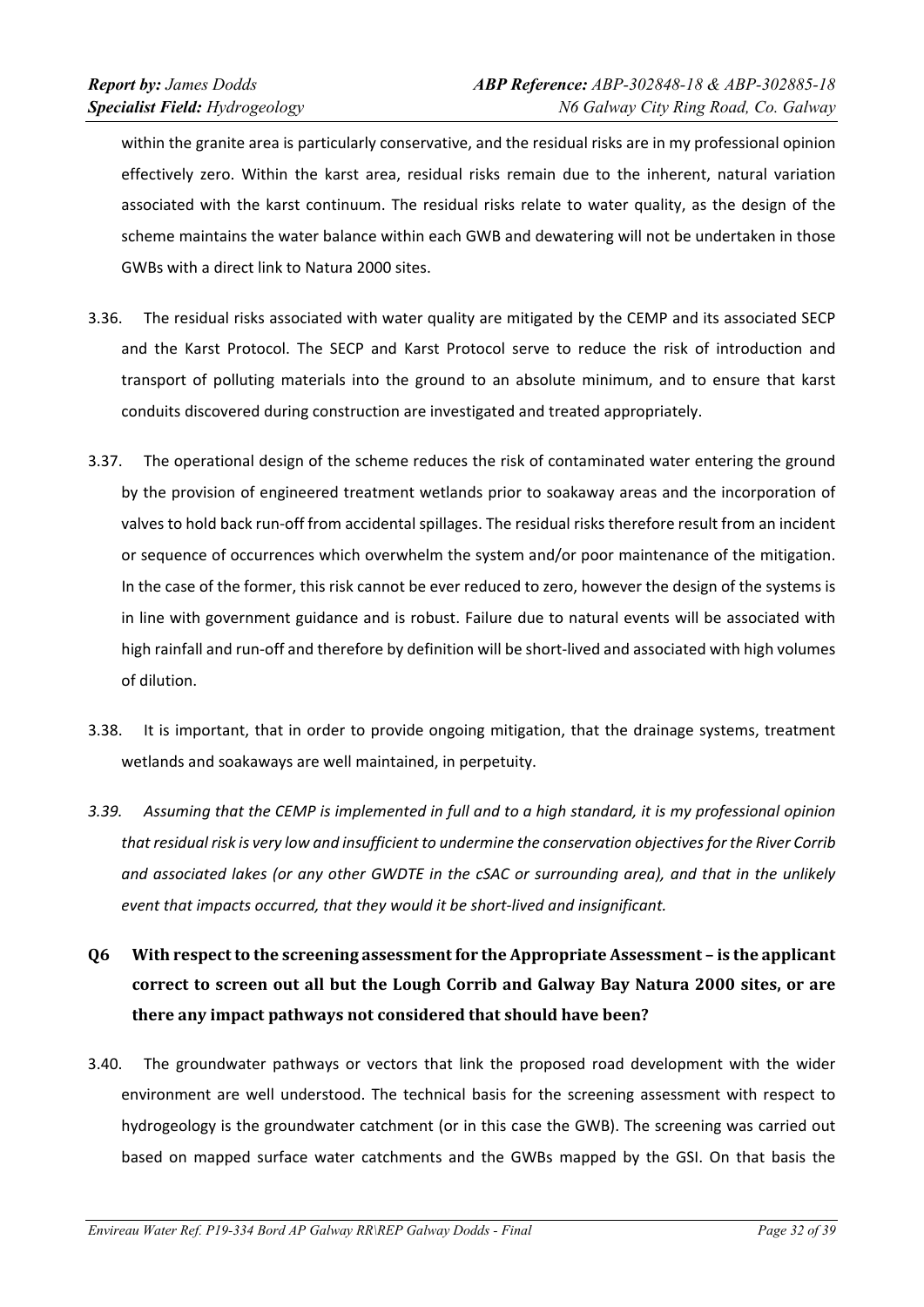within the granite area is particularly conservative, and the residual risks are in my professional opinion effectively zero. Within the karst area, residual risks remain due to the inherent, natural variation associated with the karst continuum. The residual risks relate to water quality, as the design of the scheme maintains the water balance within each GWB and dewatering will not be undertaken in those GWBs with a direct link to Natura 2000 sites.

3.36. The residual risks associated with water quality are mitigated by the CEMP and its associated SECP and the Karst Protocol. The SECP and Karst Protocol serve to reduce the risk of introduction and transport of polluting materials into the ground to an absolute minimum, and to ensure that karst conduits discovered during construction are investigated and treated appropriately.

3.37. The operational design of the scheme reduces the risk of contaminated water entering the ground by the provision of engineered treatment wetlands prior to soakaway areas and the incorporation of valves to hold back run-off from accidental spillages. The residual risks therefore result from an incident or sequence of occurrences which overwhelm the system and/or poor maintenance of the mitigation. In the case of the former, this risk cannot be ever reduced to zero, however the design of the systems is in line with government guidance and is robust. Failure due to natural events will be associated with high rainfall and run-off and therefore by definition will be short-lived and associated with high volumes of dilution.

3.38. It is important, that in order to provide ongoing mitigation, that the drainage systems, treatment wetlands and soakaways are well maintained, in perpetuity.

*3.39. Assuming that the CEMP is implemented in full and to a high standard, it is my professional opinion that residual risk is very low and insufficient to undermine the conservation objectives for the River Corrib and associated lakes (or any other GWDTE in the cSAC or surrounding area), and that in the unlikely event that impacts occurred, that they would it be short-lived and insignificant.*

## Q6 With respect to the screening assessment for the Appropriate Assessment – is the applicant correct to screen out all but the Lough Corrib and Galway Bay Natura 2000 sites, or are there any impact pathways not considered that should have been?

3.40. The groundwater pathways or vectors that link the proposed road development with the wider environment are well understood. The technical basis for the screening assessment with respect to hydrogeology is the groundwater catchment (or in this case the GWB). The screening was carried out based on mapped surface water catchments and the GWBs mapped by the GSI. On that basis the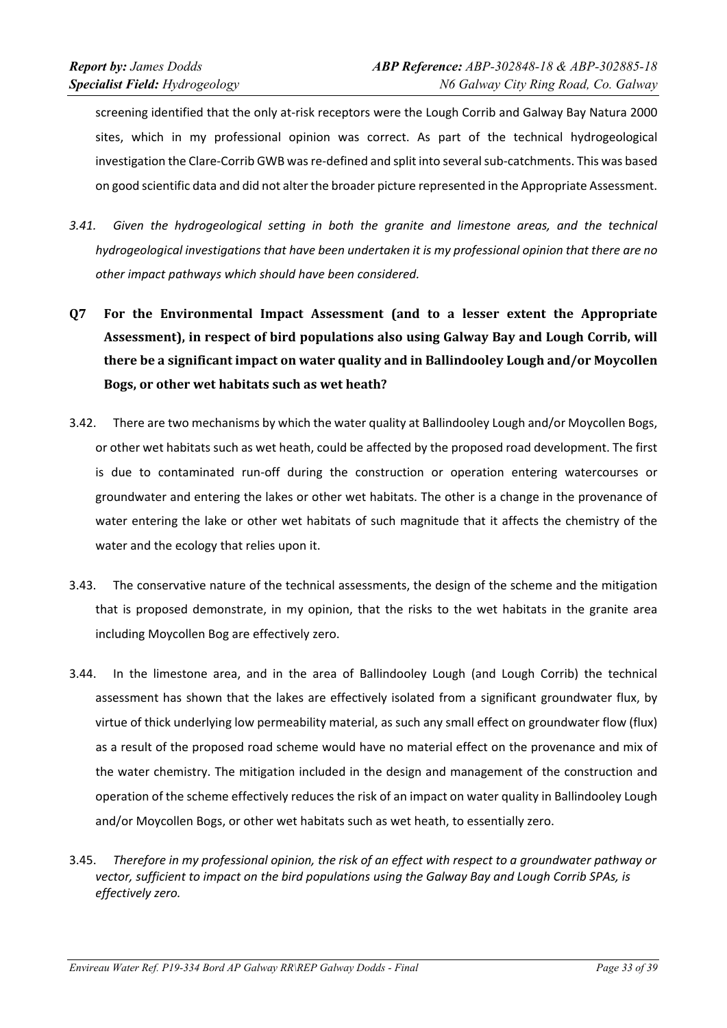screening identified that the only at-risk receptors were the Lough Corrib and Galway Bay Natura 2000 sites, which in my professional opinion was correct. As part of the technical hydrogeological investigation the Clare-Corrib GWB was re-defined and split into several sub-catchments. This was based on good scientific data and did not alter the broader picture represented in the Appropriate Assessment.

*3.41. Given the hydrogeological setting in both the granite and limestone areas, and the technical hydrogeological investigations that have been undertaken it is my professional opinion that there are no other impact pathways which should have been considered.*

## Q7 For the Environmental Impact Assessment (and to a lesser extent the Appropriate Assessment), in respect of bird populations also using Galway Bay and Lough Corrib, will there be a significant impact on water quality and in Ballindooley Lough and/or Moycollen Bogs, or other wet habitats such as wet heath?

3.42. There are two mechanisms by which the water quality at Ballindooley Lough and/or Moycollen Bogs, or other wet habitats such as wet heath, could be affected by the proposed road development. The first is due to contaminated run-off during the construction or operation entering watercourses or groundwater and entering the lakes or other wet habitats. The other is a change in the provenance of water entering the lake or other wet habitats of such magnitude that it affects the chemistry of the water and the ecology that relies upon it.

3.43. The conservative nature of the technical assessments, the design of the scheme and the mitigation that is proposed demonstrate, in my opinion, that the risks to the wet habitats in the granite area including Moycollen Bog are effectively zero.

3.44. In the limestone area, and in the area of Ballindooley Lough (and Lough Corrib) the technical assessment has shown that the lakes are effectively isolated from a significant groundwater flux, by virtue of thick underlying low permeability material, as such any small effect on groundwater flow (flux) as a result of the proposed road scheme would have no material effect on the provenance and mix of the water chemistry. The mitigation included in the design and management of the construction and operation of the scheme effectively reduces the risk of an impact on water quality in Ballindooley Lough and/or Moycollen Bogs, or other wet habitats such as wet heath, to essentially zero.

3.45. *Therefore in my professional opinion, the risk of an effect with respect to a groundwater pathway or vector, sufficient to impact on the bird populations using the Galway Bay and Lough Corrib SPAs, is effectively zero.*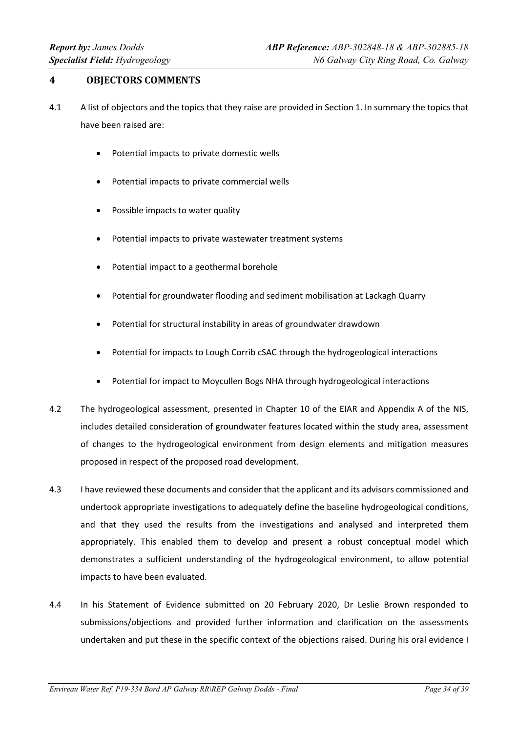## 4 OBJECTORS COMMENTS

4.1 A list of objectors and the topics that they raise are provided in Section 1. In summary the topics that have been raised are:

- Potential impacts to private domestic wells
- Potential impacts to private commercial wells
- Possible impacts to water quality
- Potential impacts to private wastewater treatment systems
- Potential impact to a geothermal borehole
- Potential for groundwater flooding and sediment mobilisation at Lackagh Quarry
- Potential for structural instability in areas of groundwater drawdown
- Potential for impacts to Lough Corrib cSAC through the hydrogeological interactions
- Potential for impact to Moycullen Bogs NHA through hydrogeological interactions

4.2 The hydrogeological assessment, presented in Chapter 10 of the EIAR and Appendix A of the NIS, includes detailed consideration of groundwater features located within the study area, assessment of changes to the hydrogeological environment from design elements and mitigation measures proposed in respect of the proposed road development.

4.3 I have reviewed these documents and consider that the applicant and its advisors commissioned and undertook appropriate investigations to adequately define the baseline hydrogeological conditions, and that they used the results from the investigations and analysed and interpreted them appropriately. This enabled them to develop and present a robust conceptual model which demonstrates a sufficient understanding of the hydrogeological environment, to allow potential impacts to have been evaluated.

4.4 In his Statement of Evidence submitted on 20 February 2020, Dr Leslie Brown responded to submissions/objections and provided further information and clarification on the assessments undertaken and put these in the specific context of the objections raised. During his oral evidence I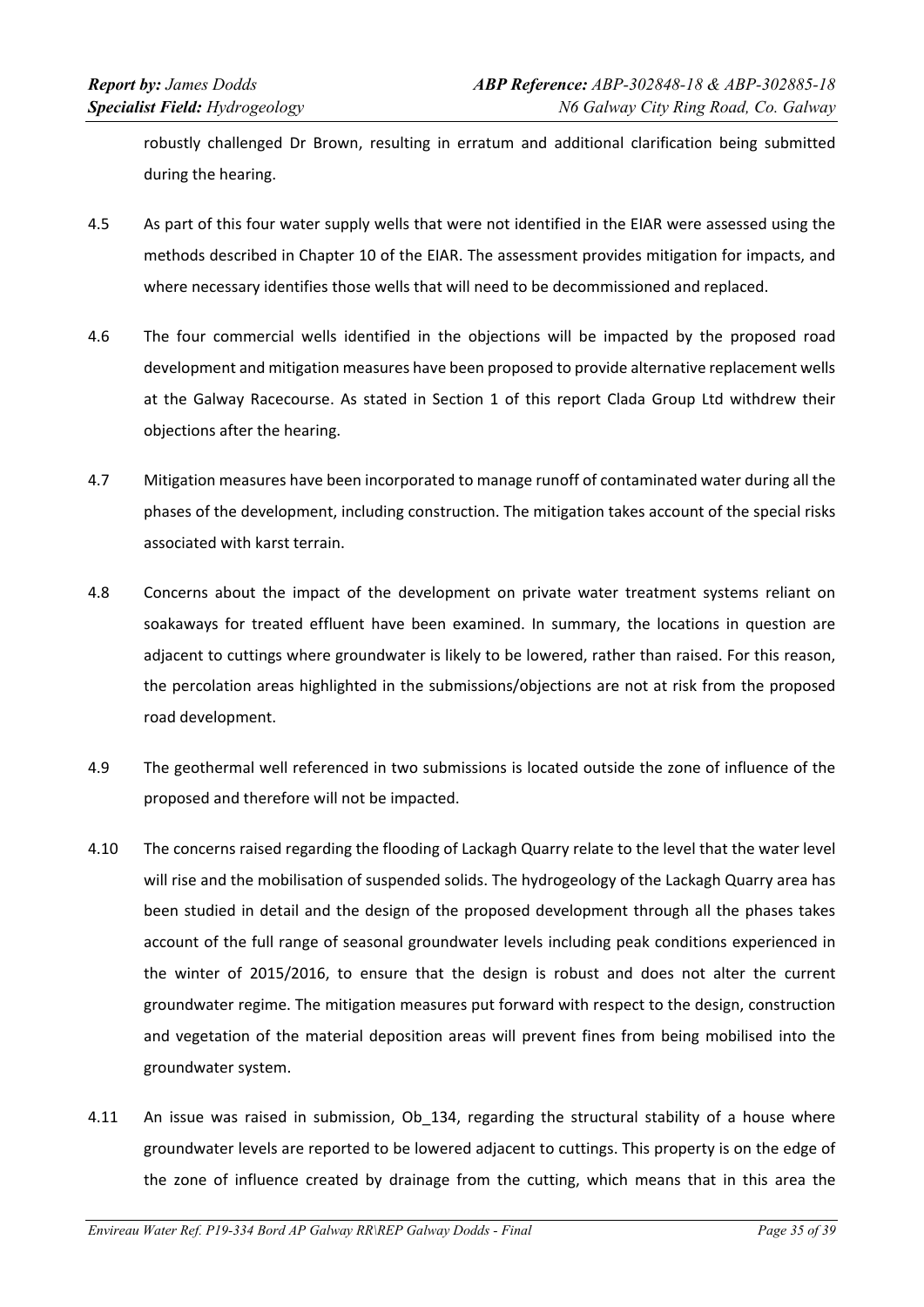robustly challenged Dr Brown, resulting in erratum and additional clarification being submitted during the hearing.

4.5 As part of this four water supply wells that were not identified in the EIAR were assessed using the methods described in Chapter 10 of the EIAR. The assessment provides mitigation for impacts, and where necessary identifies those wells that will need to be decommissioned and replaced.

4.6 The four commercial wells identified in the objections will be impacted by the proposed road development and mitigation measures have been proposed to provide alternative replacement wells at the Galway Racecourse. As stated in Section 1 of this report Clada Group Ltd withdrew their objections after the hearing.

4.7 Mitigation measures have been incorporated to manage runoff of contaminated water during all the phases of the development, including construction. The mitigation takes account of the special risks associated with karst terrain.

4.8 Concerns about the impact of the development on private water treatment systems reliant on soakaways for treated effluent have been examined. In summary, the locations in question are adjacent to cuttings where groundwater is likely to be lowered, rather than raised. For this reason, the percolation areas highlighted in the submissions/objections are not at risk from the proposed road development.

4.9 The geothermal well referenced in two submissions is located outside the zone of influence of the proposed and therefore will not be impacted.

4.10 The concerns raised regarding the flooding of Lackagh Quarry relate to the level that the water level will rise and the mobilisation of suspended solids. The hydrogeology of the Lackagh Quarry area has been studied in detail and the design of the proposed development through all the phases takes account of the full range of seasonal groundwater levels including peak conditions experienced in the winter of 2015/2016, to ensure that the design is robust and does not alter the current groundwater regime. The mitigation measures put forward with respect to the design, construction and vegetation of the material deposition areas will prevent fines from being mobilised into the groundwater system.

4.11 An issue was raised in submission, Ob_134, regarding the structural stability of a house where groundwater levels are reported to be lowered adjacent to cuttings. This property is on the edge of the zone of influence created by drainage from the cutting, which means that in this area the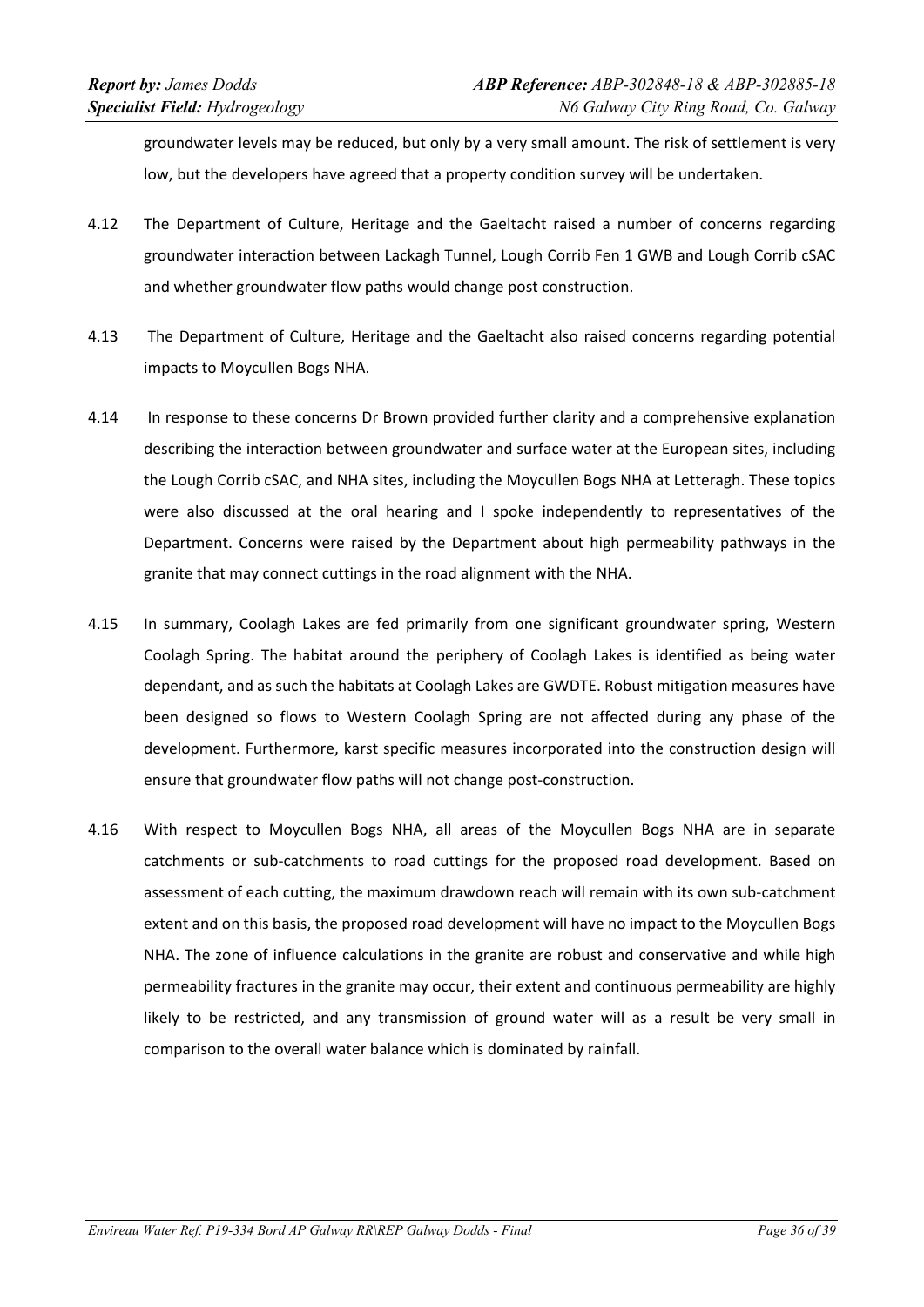groundwater levels may be reduced, but only by a very small amount. The risk of settlement is very low, but the developers have agreed that a property condition survey will be undertaken.

4.12 The Department of Culture, Heritage and the Gaeltacht raised a number of concerns regarding groundwater interaction between Lackagh Tunnel, Lough Corrib Fen 1 GWB and Lough Corrib cSAC and whether groundwater flow paths would change post construction.

4.13 The Department of Culture, Heritage and the Gaeltacht also raised concerns regarding potential impacts to Moycullen Bogs NHA.

4.14 In response to these concerns Dr Brown provided further clarity and a comprehensive explanation describing the interaction between groundwater and surface water at the European sites, including the Lough Corrib cSAC, and NHA sites, including the Moycullen Bogs NHA at Letteragh. These topics were also discussed at the oral hearing and I spoke independently to representatives of the Department. Concerns were raised by the Department about high permeability pathways in the granite that may connect cuttings in the road alignment with the NHA.

4.15 In summary, Coolagh Lakes are fed primarily from one significant groundwater spring, Western Coolagh Spring. The habitat around the periphery of Coolagh Lakes is identified as being water dependant, and as such the habitats at Coolagh Lakes are GWDTE. Robust mitigation measures have been designed so flows to Western Coolagh Spring are not affected during any phase of the development. Furthermore, karst specific measures incorporated into the construction design will ensure that groundwater flow paths will not change post-construction.

4.16 With respect to Moycullen Bogs NHA, all areas of the Moycullen Bogs NHA are in separate catchments or sub-catchments to road cuttings for the proposed road development. Based on assessment of each cutting, the maximum drawdown reach will remain with its own sub-catchment extent and on this basis, the proposed road development will have no impact to the Moycullen Bogs NHA. The zone of influence calculations in the granite are robust and conservative and while high permeability fractures in the granite may occur, their extent and continuous permeability are highly likely to be restricted, and any transmission of ground water will as a result be very small in comparison to the overall water balance which is dominated by rainfall.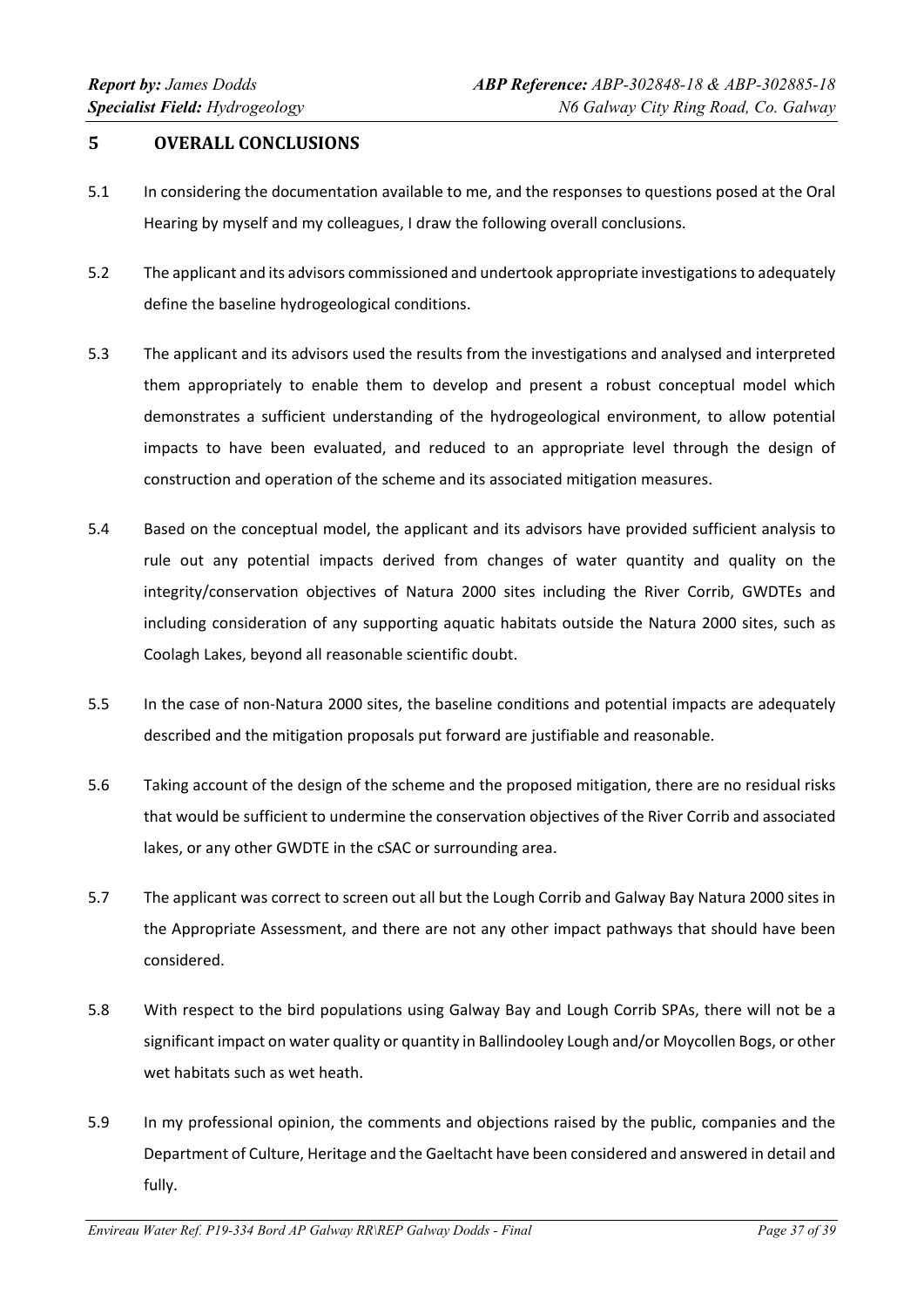## 5 OVERALL CONCLUSIONS

5.1 In considering the documentation available to me, and the responses to questions posed at the Oral Hearing by myself and my colleagues, I draw the following overall conclusions.

5.2 The applicant and its advisors commissioned and undertook appropriate investigations to adequately define the baseline hydrogeological conditions.

5.3 The applicant and its advisors used the results from the investigations and analysed and interpreted them appropriately to enable them to develop and present a robust conceptual model which demonstrates a sufficient understanding of the hydrogeological environment, to allow potential impacts to have been evaluated, and reduced to an appropriate level through the design of construction and operation of the scheme and its associated mitigation measures.

5.4 Based on the conceptual model, the applicant and its advisors have provided sufficient analysis to rule out any potential impacts derived from changes of water quantity and quality on the integrity/conservation objectives of Natura 2000 sites including the River Corrib, GWDTEs and including consideration of any supporting aquatic habitats outside the Natura 2000 sites, such as Coolagh Lakes, beyond all reasonable scientific doubt.

5.5 In the case of non-Natura 2000 sites, the baseline conditions and potential impacts are adequately described and the mitigation proposals put forward are justifiable and reasonable.

5.6 Taking account of the design of the scheme and the proposed mitigation, there are no residual risks that would be sufficient to undermine the conservation objectives of the River Corrib and associated lakes, or any other GWDTE in the cSAC or surrounding area.

5.7 The applicant was correct to screen out all but the Lough Corrib and Galway Bay Natura 2000 sites in the Appropriate Assessment, and there are not any other impact pathways that should have been considered.

5.8 With respect to the bird populations using Galway Bay and Lough Corrib SPAs, there will not be a significant impact on water quality or quantity in Ballindooley Lough and/or Moycollen Bogs, or other wet habitats such as wet heath.

5.9 In my professional opinion, the comments and objections raised by the public, companies and the Department of Culture, Heritage and the Gaeltacht have been considered and answered in detail and fully.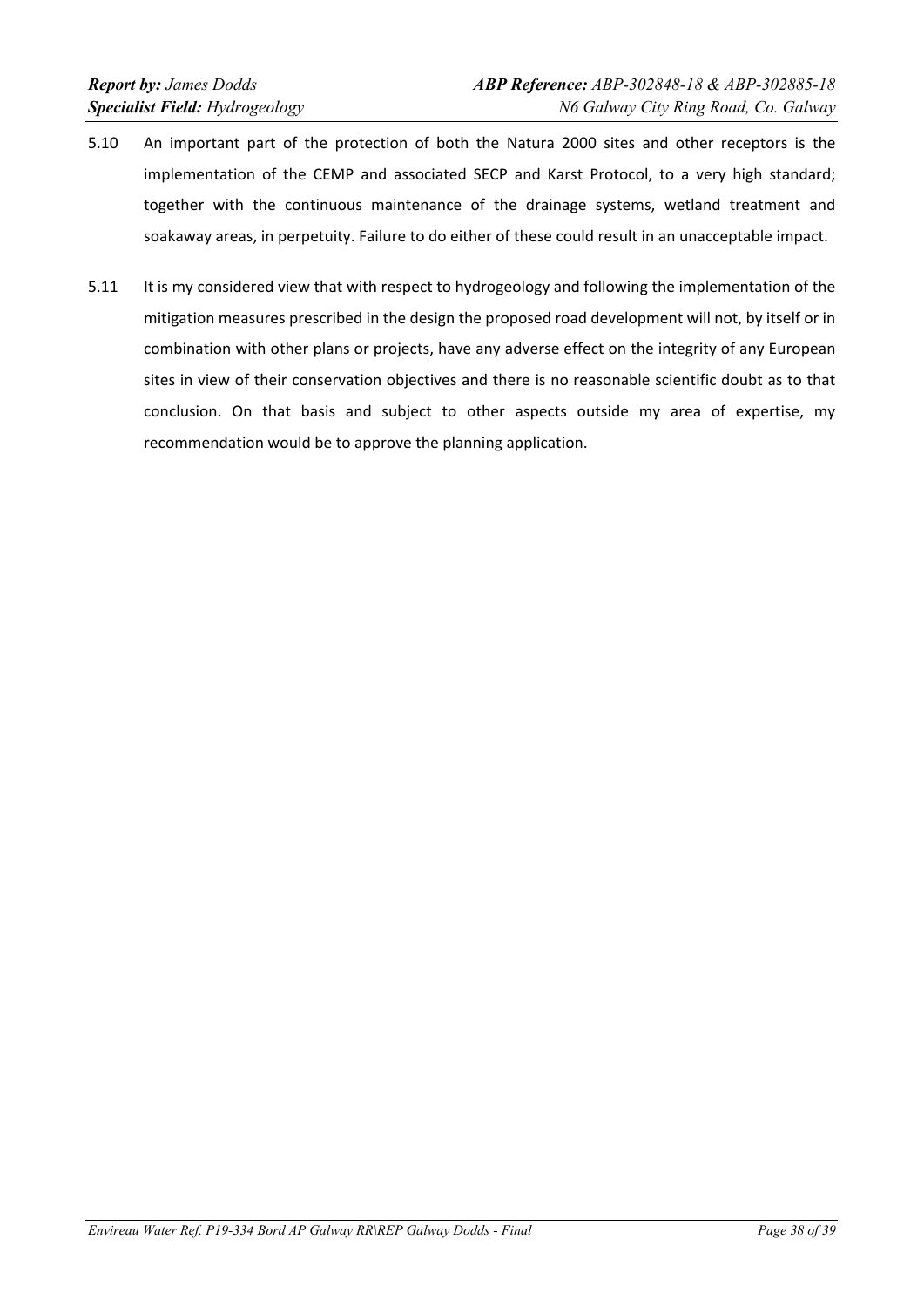5.10 An important part of the protection of both the Natura 2000 sites and other receptors is the implementation of the CEMP and associated SECP and Karst Protocol, to a very high standard; together with the continuous maintenance of the drainage systems, wetland treatment and soakaway areas, in perpetuity. Failure to do either of these could result in an unacceptable impact.

5.11 It is my considered view that with respect to hydrogeology and following the implementation of the mitigation measures prescribed in the design the proposed road development will not, by itself or in combination with other plans or projects, have any adverse effect on the integrity of any European sites in view of their conservation objectives and there is no reasonable scientific doubt as to that conclusion. On that basis and subject to other aspects outside my area of expertise, my recommendation would be to approve the planning application.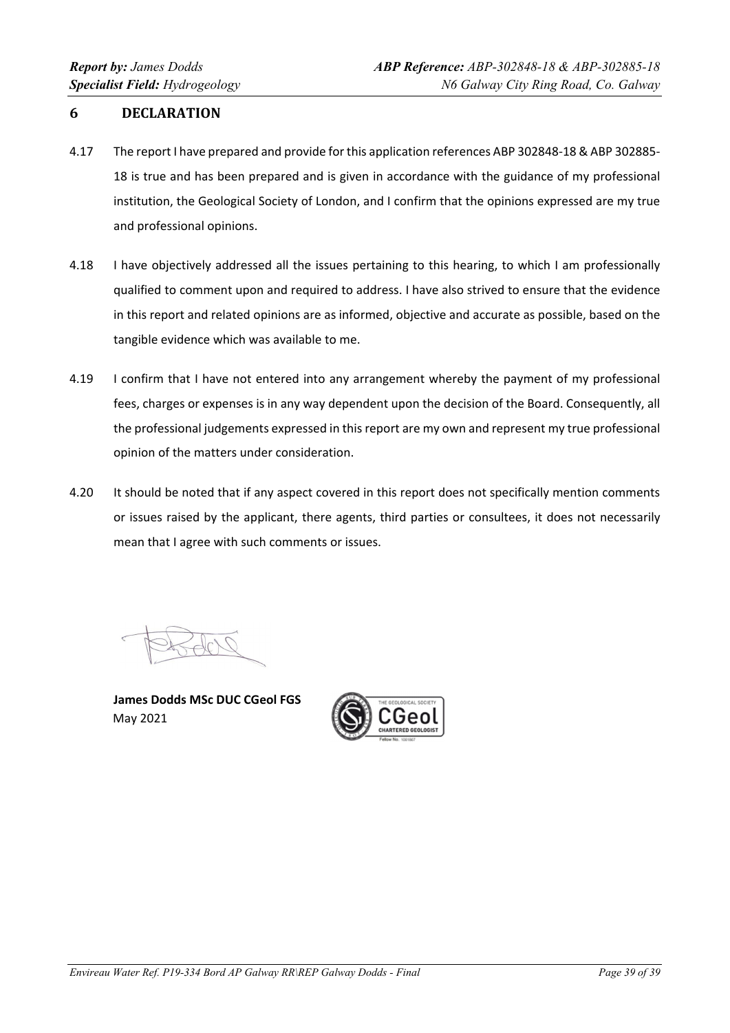## 6 DECLARATION

4.17 The report I have prepared and provide for this application references ABP 302848-18 & ABP 302885-18 is true and has been prepared and is given in accordance with the guidance of my professional institution, the Geological Society of London, and I confirm that the opinions expressed are my true and professional opinions.

4.18 I have objectively addressed all the issues pertaining to this hearing, to which I am professionally qualified to comment upon and required to address. I have also strived to ensure that the evidence in this report and related opinions are as informed, objective and accurate as possible, based on the tangible evidence which was available to me.

4.19 I confirm that I have not entered into any arrangement whereby the payment of my professional fees, charges or expenses is in any way dependent upon the decision of the Board. Consequently, all the professional judgements expressed in this report are my own and represent my true professional opinion of the matters under consideration.

4.20 It should be noted that if any aspect covered in this report does not specifically mention comments or issues raised by the applicant, there agents, third parties or consultees, it does not necessarily mean that I agree with such comments or issues.

**James Dodds MSc DUC CGeol FGS**
May 2021